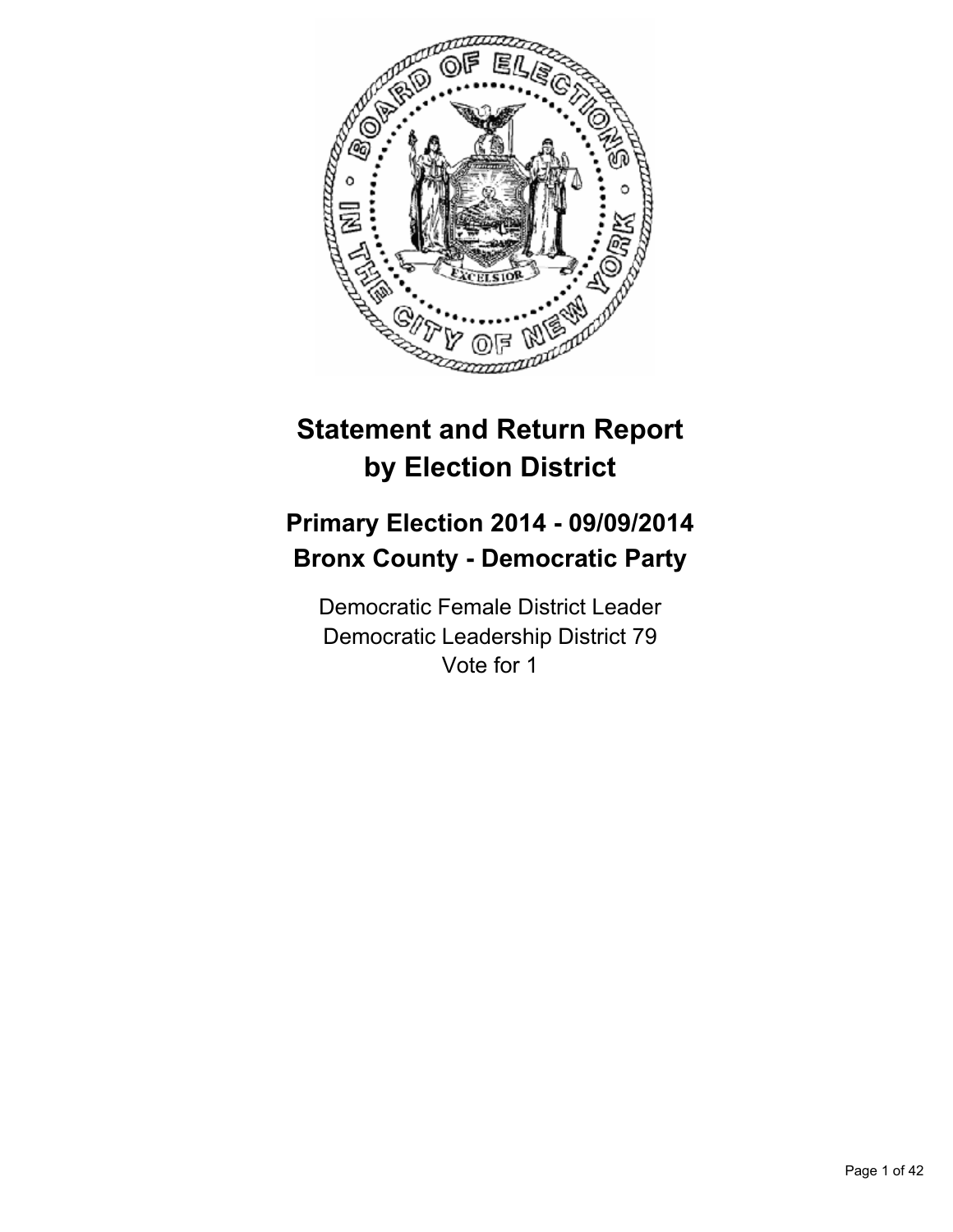# Statement and Return Report by Election District

## Primary Election 2014 - 09/09/2014
## Bronx County - Democratic Party

Democratic Female District Leader
Democratic Leadership District 79
Vote for 1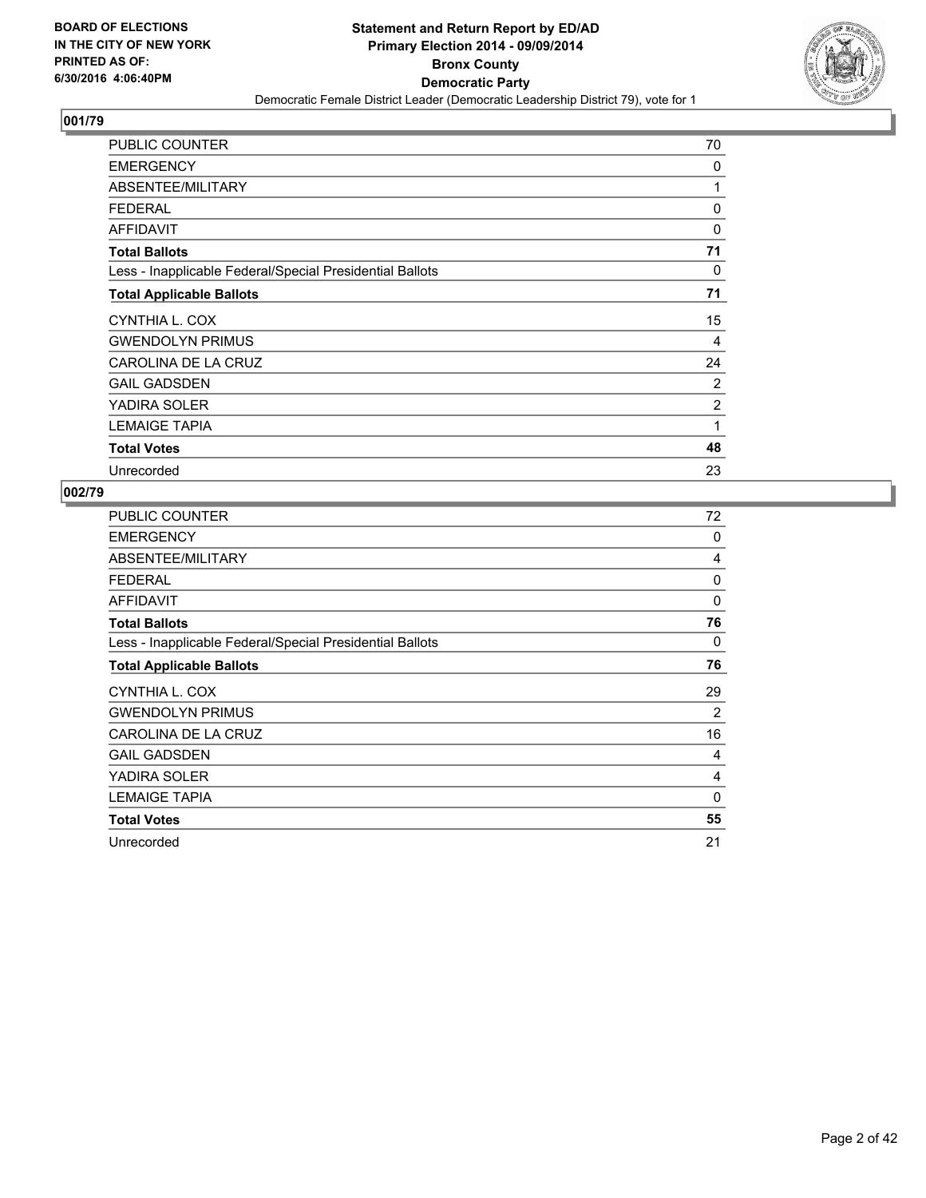**BOARD OF ELECTIONS IN THE CITY OF NEW YORK PRINTED AS OF: 6/30/2016 4:06:40PM**

**Statement and Return Report by ED/AD Primary Election 2014 - 09/09/2014 Bronx County Democratic Party**

Democratic Female District Leader (Democratic Leadership District 79), vote for 1

## 001/79

| | |
|---|---|
| PUBLIC COUNTER | 70 |
| EMERGENCY | 0 |
| ABSENTEE/MILITARY | 1 |
| FEDERAL | 0 |
| AFFIDAVIT | 0 |
| **Total Ballots** | **71** |
| Less - Inapplicable Federal/Special Presidential Ballots | 0 |
| **Total Applicable Ballots** | **71** |
| CYNTHIA L. COX | 15 |
| GWENDOLYN PRIMUS | 4 |
| CAROLINA DE LA CRUZ | 24 |
| GAIL GADSDEN | 2 |
| YADIRA SOLER | 2 |
| LEMAIGE TAPIA | 1 |
| **Total Votes** | **48** |
| Unrecorded | 23 |

## 002/79

| | |
|---|---|
| PUBLIC COUNTER | 72 |
| EMERGENCY | 0 |
| ABSENTEE/MILITARY | 4 |
| FEDERAL | 0 |
| AFFIDAVIT | 0 |
| **Total Ballots** | **76** |
| Less - Inapplicable Federal/Special Presidential Ballots | 0 |
| **Total Applicable Ballots** | **76** |
| CYNTHIA L. COX | 29 |
| GWENDOLYN PRIMUS | 2 |
| CAROLINA DE LA CRUZ | 16 |
| GAIL GADSDEN | 4 |
| YADIRA SOLER | 4 |
| LEMAIGE TAPIA | 0 |
| **Total Votes** | **55** |
| Unrecorded | 21 |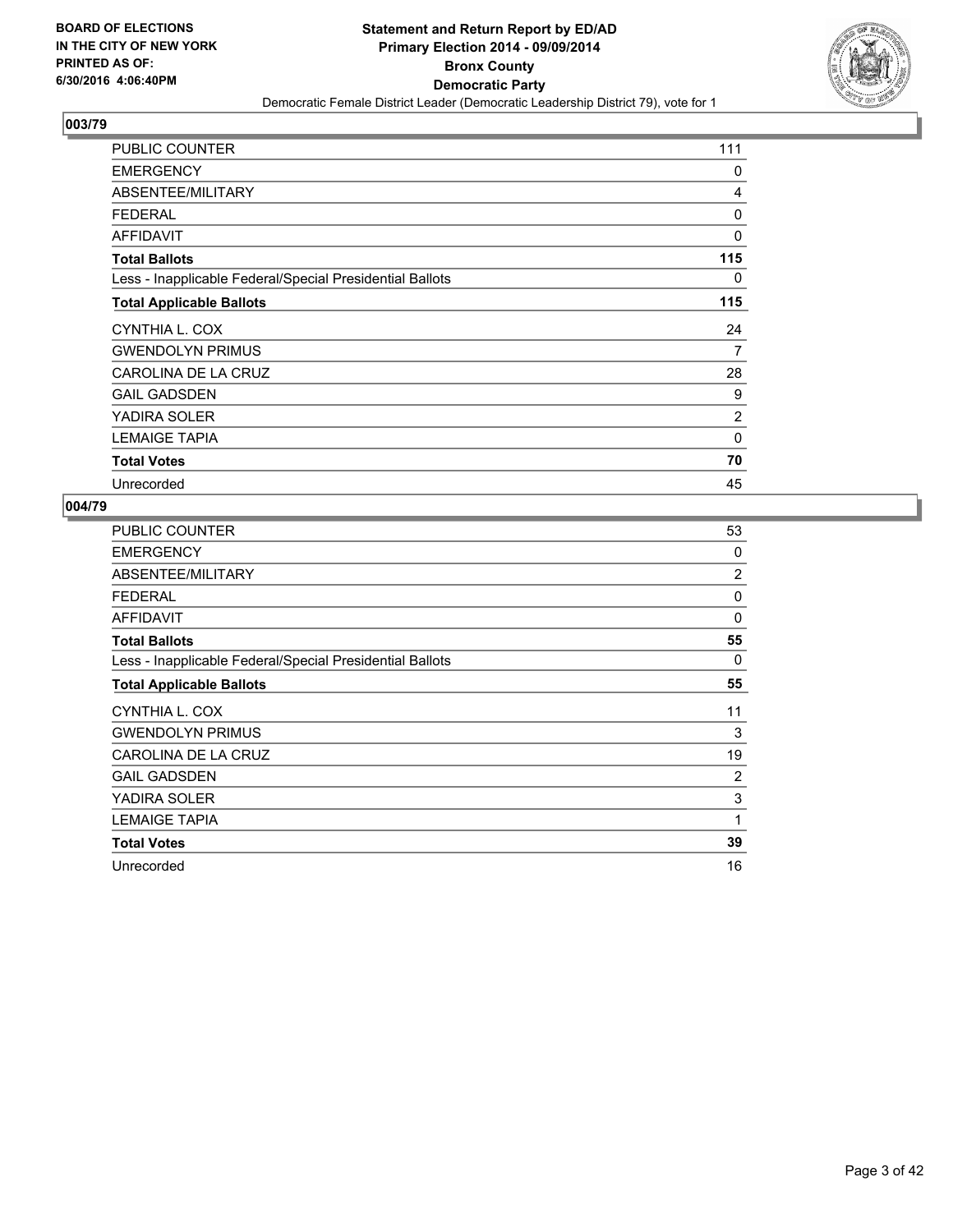BOARD OF ELECTIONS
IN THE CITY OF NEW YORK
PRINTED AS OF:
6/30/2016 4:06:40PM

**Statement and Return Report by ED/AD**
**Primary Election 2014 - 09/09/2014**
**Bronx County**
**Democratic Party**
Democratic Female District Leader (Democratic Leadership District 79), vote for 1

## 003/79

| | |
|---|---|
| PUBLIC COUNTER | 111 |
| EMERGENCY | 0 |
| ABSENTEE/MILITARY | 4 |
| FEDERAL | 0 |
| AFFIDAVIT | 0 |
| **Total Ballots** | **115** |
| Less - Inapplicable Federal/Special Presidential Ballots | 0 |
| **Total Applicable Ballots** | **115** |
| CYNTHIA L. COX | 24 |
| GWENDOLYN PRIMUS | 7 |
| CAROLINA DE LA CRUZ | 28 |
| GAIL GADSDEN | 9 |
| YADIRA SOLER | 2 |
| LEMAIGE TAPIA | 0 |
| **Total Votes** | **70** |
| Unrecorded | 45 |

## 004/79

| | |
|---|---|
| PUBLIC COUNTER | 53 |
| EMERGENCY | 0 |
| ABSENTEE/MILITARY | 2 |
| FEDERAL | 0 |
| AFFIDAVIT | 0 |
| **Total Ballots** | **55** |
| Less - Inapplicable Federal/Special Presidential Ballots | 0 |
| **Total Applicable Ballots** | **55** |
| CYNTHIA L. COX | 11 |
| GWENDOLYN PRIMUS | 3 |
| CAROLINA DE LA CRUZ | 19 |
| GAIL GADSDEN | 2 |
| YADIRA SOLER | 3 |
| LEMAIGE TAPIA | 1 |
| **Total Votes** | **39** |
| Unrecorded | 16 |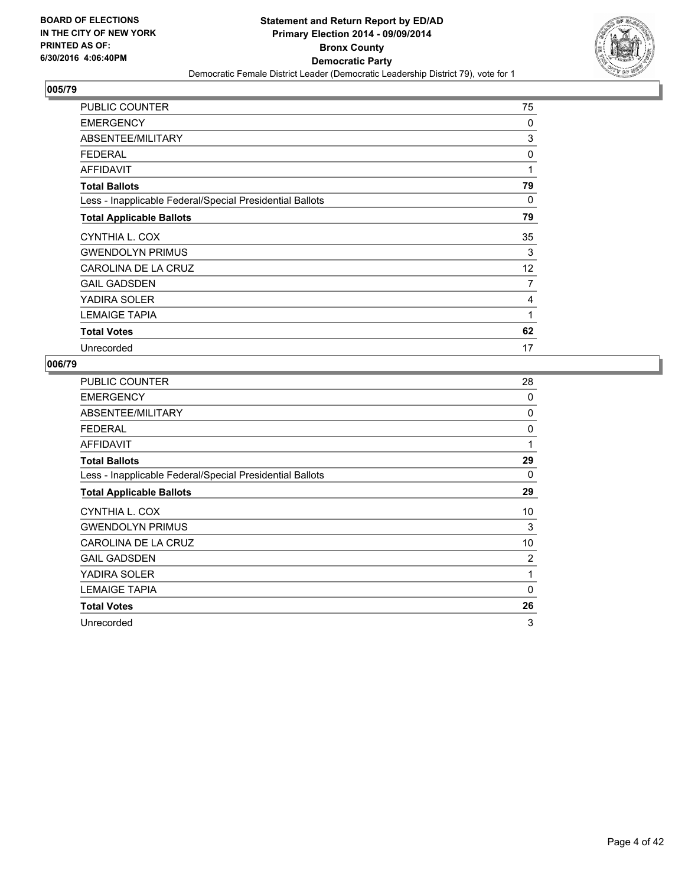**BOARD OF ELECTIONS IN THE CITY OF NEW YORK PRINTED AS OF: 6/30/2016 4:06:40PM**

**Statement and Return Report by ED/AD**
**Primary Election 2014 - 09/09/2014**
**Bronx County**
**Democratic Party**
Democratic Female District Leader (Democratic Leadership District 79), vote for 1

## 005/79

| | |
|---|---|
| PUBLIC COUNTER | 75 |
| EMERGENCY | 0 |
| ABSENTEE/MILITARY | 3 |
| FEDERAL | 0 |
| AFFIDAVIT | 1 |
| **Total Ballots** | **79** |
| Less - Inapplicable Federal/Special Presidential Ballots | 0 |
| **Total Applicable Ballots** | **79** |
| CYNTHIA L. COX | 35 |
| GWENDOLYN PRIMUS | 3 |
| CAROLINA DE LA CRUZ | 12 |
| GAIL GADSDEN | 7 |
| YADIRA SOLER | 4 |
| LEMAIGE TAPIA | 1 |
| **Total Votes** | **62** |
| Unrecorded | 17 |

## 006/79

| | |
|---|---|
| PUBLIC COUNTER | 28 |
| EMERGENCY | 0 |
| ABSENTEE/MILITARY | 0 |
| FEDERAL | 0 |
| AFFIDAVIT | 1 |
| **Total Ballots** | **29** |
| Less - Inapplicable Federal/Special Presidential Ballots | 0 |
| **Total Applicable Ballots** | **29** |
| CYNTHIA L. COX | 10 |
| GWENDOLYN PRIMUS | 3 |
| CAROLINA DE LA CRUZ | 10 |
| GAIL GADSDEN | 2 |
| YADIRA SOLER | 1 |
| LEMAIGE TAPIA | 0 |
| **Total Votes** | **26** |
| Unrecorded | 3 |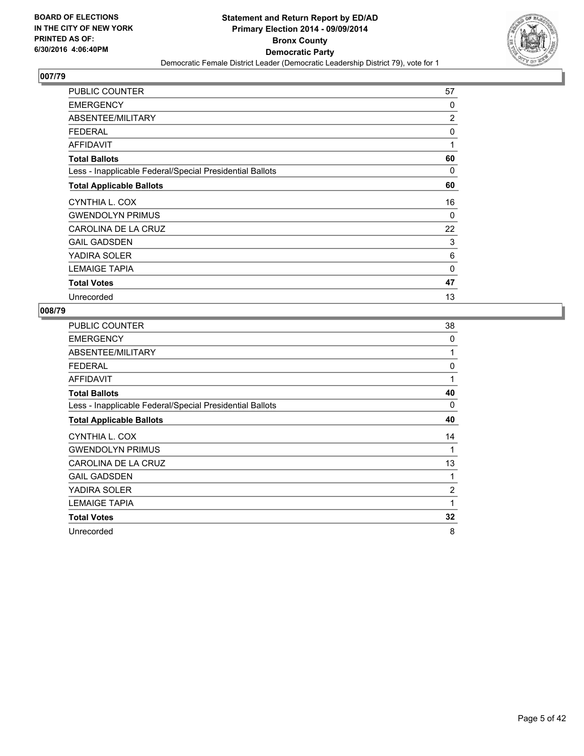**BOARD OF ELECTIONS IN THE CITY OF NEW YORK PRINTED AS OF: 6/30/2016 4:06:40PM**

**Statement and Return Report by ED/AD**
**Primary Election 2014 - 09/09/2014**
**Bronx County**
**Democratic Party**
Democratic Female District Leader (Democratic Leadership District 79), vote for 1

## 007/79

| | |
|---|---|
| PUBLIC COUNTER | 57 |
| EMERGENCY | 0 |
| ABSENTEE/MILITARY | 2 |
| FEDERAL | 0 |
| AFFIDAVIT | 1 |
| **Total Ballots** | **60** |
| Less - Inapplicable Federal/Special Presidential Ballots | 0 |
| **Total Applicable Ballots** | **60** |
| CYNTHIA L. COX | 16 |
| GWENDOLYN PRIMUS | 0 |
| CAROLINA DE LA CRUZ | 22 |
| GAIL GADSDEN | 3 |
| YADIRA SOLER | 6 |
| LEMAIGE TAPIA | 0 |
| **Total Votes** | **47** |
| Unrecorded | 13 |

## 008/79

| | |
|---|---|
| PUBLIC COUNTER | 38 |
| EMERGENCY | 0 |
| ABSENTEE/MILITARY | 1 |
| FEDERAL | 0 |
| AFFIDAVIT | 1 |
| **Total Ballots** | **40** |
| Less - Inapplicable Federal/Special Presidential Ballots | 0 |
| **Total Applicable Ballots** | **40** |
| CYNTHIA L. COX | 14 |
| GWENDOLYN PRIMUS | 1 |
| CAROLINA DE LA CRUZ | 13 |
| GAIL GADSDEN | 1 |
| YADIRA SOLER | 2 |
| LEMAIGE TAPIA | 1 |
| **Total Votes** | **32** |
| Unrecorded | 8 |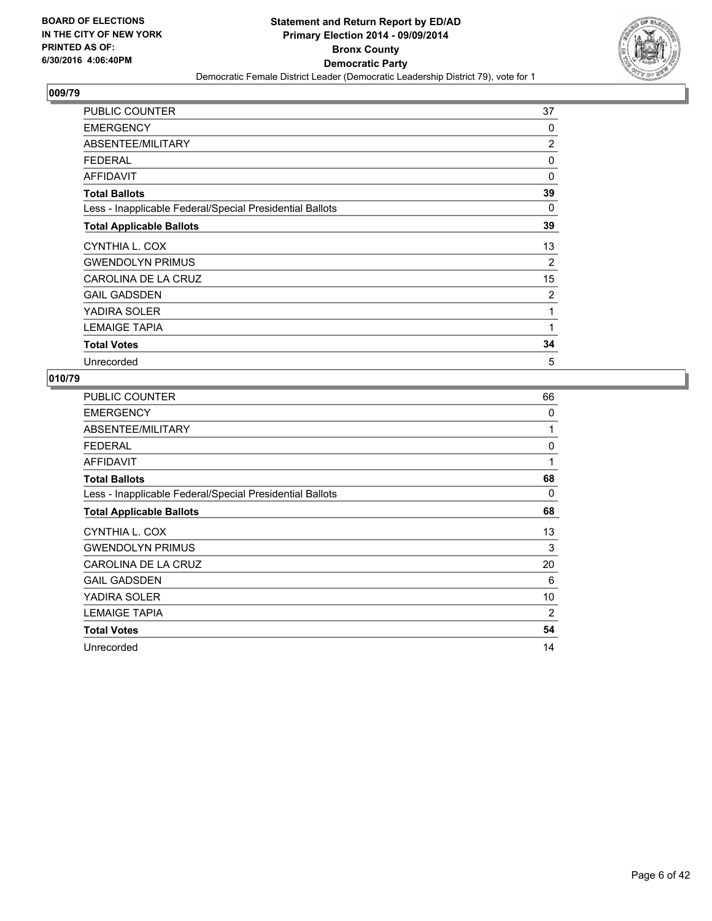## 009/79

| | |
|---|---|
| PUBLIC COUNTER | 37 |
| EMERGENCY | 0 |
| ABSENTEE/MILITARY | 2 |
| FEDERAL | 0 |
| AFFIDAVIT | 0 |
| **Total Ballots** | **39** |
| Less - Inapplicable Federal/Special Presidential Ballots | 0 |
| **Total Applicable Ballots** | **39** |
| CYNTHIA L. COX | 13 |
| GWENDOLYN PRIMUS | 2 |
| CAROLINA DE LA CRUZ | 15 |
| GAIL GADSDEN | 2 |
| YADIRA SOLER | 1 |
| LEMAIGE TAPIA | 1 |
| **Total Votes** | **34** |
| Unrecorded | 5 |

## 010/79

| | |
|---|---|
| PUBLIC COUNTER | 66 |
| EMERGENCY | 0 |
| ABSENTEE/MILITARY | 1 |
| FEDERAL | 0 |
| AFFIDAVIT | 1 |
| **Total Ballots** | **68** |
| Less - Inapplicable Federal/Special Presidential Ballots | 0 |
| **Total Applicable Ballots** | **68** |
| CYNTHIA L. COX | 13 |
| GWENDOLYN PRIMUS | 3 |
| CAROLINA DE LA CRUZ | 20 |
| GAIL GADSDEN | 6 |
| YADIRA SOLER | 10 |
| LEMAIGE TAPIA | 2 |
| **Total Votes** | **54** |
| Unrecorded | 14 |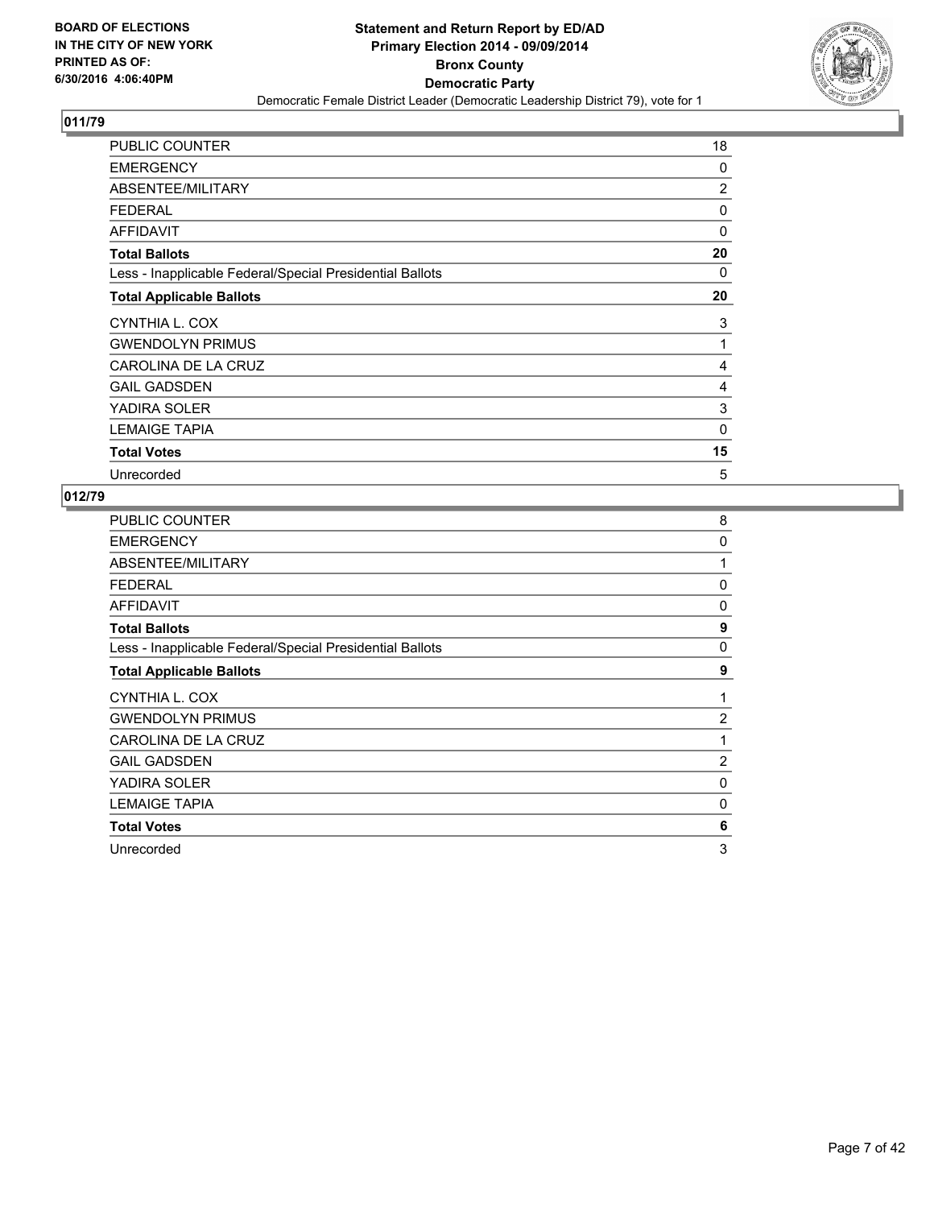BOARD OF ELECTIONS
IN THE CITY OF NEW YORK
PRINTED AS OF:
6/30/2016 4:06:40PM

**Statement and Return Report by ED/AD**
**Primary Election 2014 - 09/09/2014**
**Bronx County**
**Democratic Party**
Democratic Female District Leader (Democratic Leadership District 79), vote for 1

## 011/79

| | |
|---|---|
| PUBLIC COUNTER | 18 |
| EMERGENCY | 0 |
| ABSENTEE/MILITARY | 2 |
| FEDERAL | 0 |
| AFFIDAVIT | 0 |
| **Total Ballots** | **20** |
| Less - Inapplicable Federal/Special Presidential Ballots | 0 |
| **Total Applicable Ballots** | **20** |
| CYNTHIA L. COX | 3 |
| GWENDOLYN PRIMUS | 1 |
| CAROLINA DE LA CRUZ | 4 |
| GAIL GADSDEN | 4 |
| YADIRA SOLER | 3 |
| LEMAIGE TAPIA | 0 |
| **Total Votes** | **15** |
| Unrecorded | 5 |

## 012/79

| | |
|---|---|
| PUBLIC COUNTER | 8 |
| EMERGENCY | 0 |
| ABSENTEE/MILITARY | 1 |
| FEDERAL | 0 |
| AFFIDAVIT | 0 |
| **Total Ballots** | **9** |
| Less - Inapplicable Federal/Special Presidential Ballots | 0 |
| **Total Applicable Ballots** | **9** |
| CYNTHIA L. COX | 1 |
| GWENDOLYN PRIMUS | 2 |
| CAROLINA DE LA CRUZ | 1 |
| GAIL GADSDEN | 2 |
| YADIRA SOLER | 0 |
| LEMAIGE TAPIA | 0 |
| **Total Votes** | **6** |
| Unrecorded | 3 |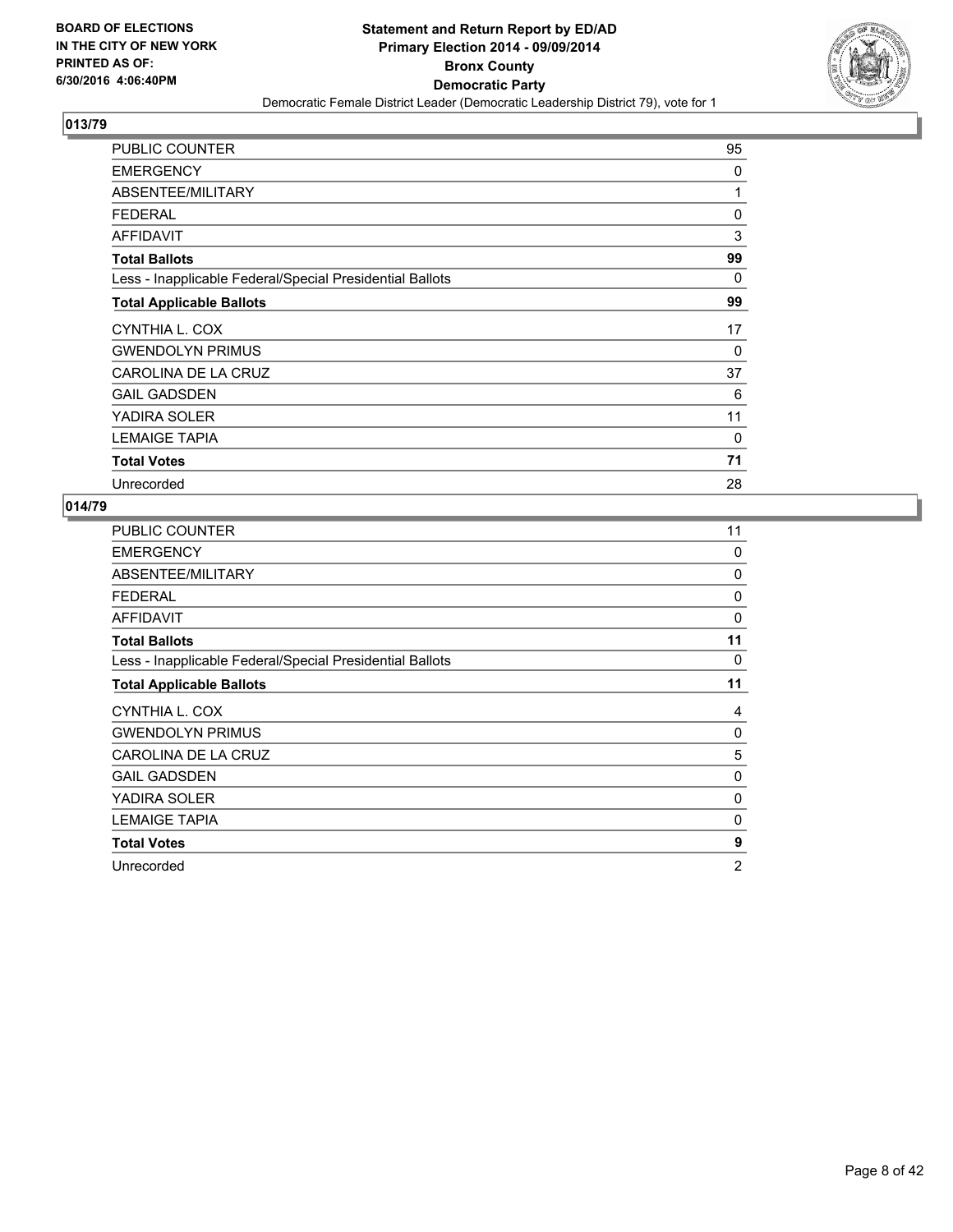BOARD OF ELECTIONS
IN THE CITY OF NEW YORK
PRINTED AS OF:
6/30/2016 4:06:40PM

**Statement and Return Report by ED/AD**
**Primary Election 2014 - 09/09/2014**
**Bronx County**
**Democratic Party**
Democratic Female District Leader (Democratic Leadership District 79), vote for 1

## 013/79

| | |
|---|---|
| PUBLIC COUNTER | 95 |
| EMERGENCY | 0 |
| ABSENTEE/MILITARY | 1 |
| FEDERAL | 0 |
| AFFIDAVIT | 3 |
| **Total Ballots** | **99** |
| Less - Inapplicable Federal/Special Presidential Ballots | 0 |
| **Total Applicable Ballots** | **99** |
| CYNTHIA L. COX | 17 |
| GWENDOLYN PRIMUS | 0 |
| CAROLINA DE LA CRUZ | 37 |
| GAIL GADSDEN | 6 |
| YADIRA SOLER | 11 |
| LEMAIGE TAPIA | 0 |
| **Total Votes** | **71** |
| Unrecorded | 28 |

## 014/79

| | |
|---|---|
| PUBLIC COUNTER | 11 |
| EMERGENCY | 0 |
| ABSENTEE/MILITARY | 0 |
| FEDERAL | 0 |
| AFFIDAVIT | 0 |
| **Total Ballots** | **11** |
| Less - Inapplicable Federal/Special Presidential Ballots | 0 |
| **Total Applicable Ballots** | **11** |
| CYNTHIA L. COX | 4 |
| GWENDOLYN PRIMUS | 0 |
| CAROLINA DE LA CRUZ | 5 |
| GAIL GADSDEN | 0 |
| YADIRA SOLER | 0 |
| LEMAIGE TAPIA | 0 |
| **Total Votes** | **9** |
| Unrecorded | 2 |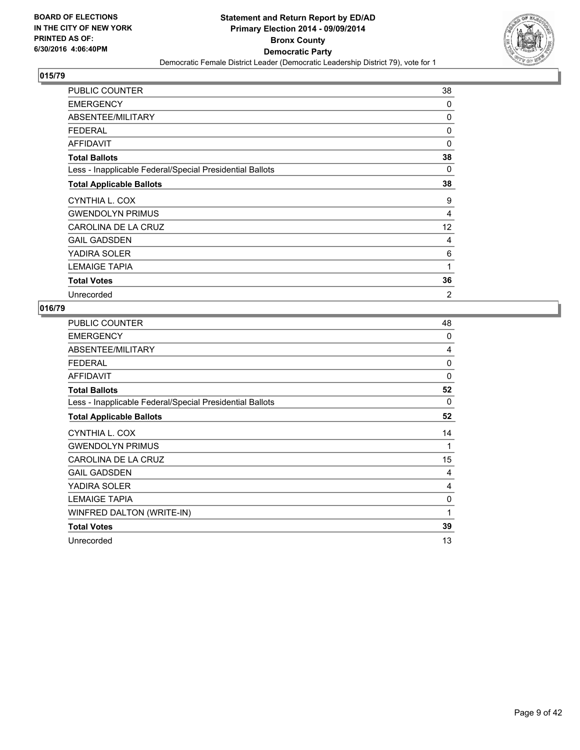**BOARD OF ELECTIONS IN THE CITY OF NEW YORK PRINTED AS OF: 6/30/2016 4:06:40PM**

**Statement and Return Report by ED/AD Primary Election 2014 - 09/09/2014 Bronx County Democratic Party**

Democratic Female District Leader (Democratic Leadership District 79), vote for 1

## 015/79

| | |
|---|---|
| PUBLIC COUNTER | 38 |
| EMERGENCY | 0 |
| ABSENTEE/MILITARY | 0 |
| FEDERAL | 0 |
| AFFIDAVIT | 0 |
| **Total Ballots** | **38** |
| Less - Inapplicable Federal/Special Presidential Ballots | 0 |
| **Total Applicable Ballots** | **38** |
| CYNTHIA L. COX | 9 |
| GWENDOLYN PRIMUS | 4 |
| CAROLINA DE LA CRUZ | 12 |
| GAIL GADSDEN | 4 |
| YADIRA SOLER | 6 |
| LEMAIGE TAPIA | 1 |
| **Total Votes** | **36** |
| Unrecorded | 2 |

## 016/79

| | |
|---|---|
| PUBLIC COUNTER | 48 |
| EMERGENCY | 0 |
| ABSENTEE/MILITARY | 4 |
| FEDERAL | 0 |
| AFFIDAVIT | 0 |
| **Total Ballots** | **52** |
| Less - Inapplicable Federal/Special Presidential Ballots | 0 |
| **Total Applicable Ballots** | **52** |
| CYNTHIA L. COX | 14 |
| GWENDOLYN PRIMUS | 1 |
| CAROLINA DE LA CRUZ | 15 |
| GAIL GADSDEN | 4 |
| YADIRA SOLER | 4 |
| LEMAIGE TAPIA | 0 |
| WINFRED DALTON (WRITE-IN) | 1 |
| **Total Votes** | **39** |
| Unrecorded | 13 |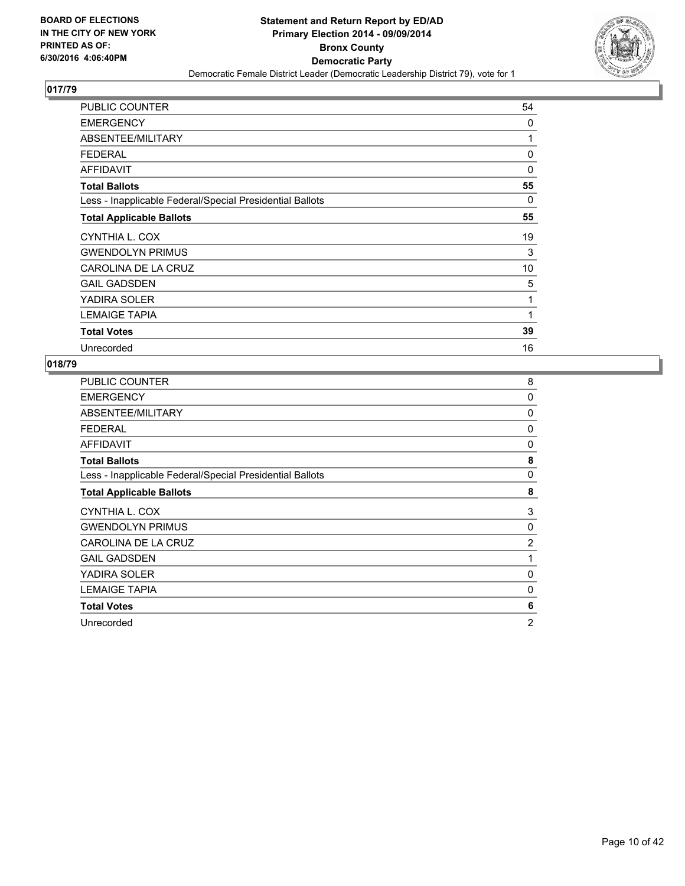**BOARD OF ELECTIONS IN THE CITY OF NEW YORK PRINTED AS OF: 6/30/2016 4:06:40PM**

**Statement and Return Report by ED/AD Primary Election 2014 - 09/09/2014 Bronx County Democratic Party**

Democratic Female District Leader (Democratic Leadership District 79), vote for 1

## 017/79

| | |
|---|---|
| PUBLIC COUNTER | 54 |
| EMERGENCY | 0 |
| ABSENTEE/MILITARY | 1 |
| FEDERAL | 0 |
| AFFIDAVIT | 0 |
| **Total Ballots** | **55** |
| Less - Inapplicable Federal/Special Presidential Ballots | 0 |
| **Total Applicable Ballots** | **55** |
| CYNTHIA L. COX | 19 |
| GWENDOLYN PRIMUS | 3 |
| CAROLINA DE LA CRUZ | 10 |
| GAIL GADSDEN | 5 |
| YADIRA SOLER | 1 |
| LEMAIGE TAPIA | 1 |
| **Total Votes** | **39** |
| Unrecorded | 16 |

## 018/79

| | |
|---|---|
| PUBLIC COUNTER | 8 |
| EMERGENCY | 0 |
| ABSENTEE/MILITARY | 0 |
| FEDERAL | 0 |
| AFFIDAVIT | 0 |
| **Total Ballots** | **8** |
| Less - Inapplicable Federal/Special Presidential Ballots | 0 |
| **Total Applicable Ballots** | **8** |
| CYNTHIA L. COX | 3 |
| GWENDOLYN PRIMUS | 0 |
| CAROLINA DE LA CRUZ | 2 |
| GAIL GADSDEN | 1 |
| YADIRA SOLER | 0 |
| LEMAIGE TAPIA | 0 |
| **Total Votes** | **6** |
| Unrecorded | 2 |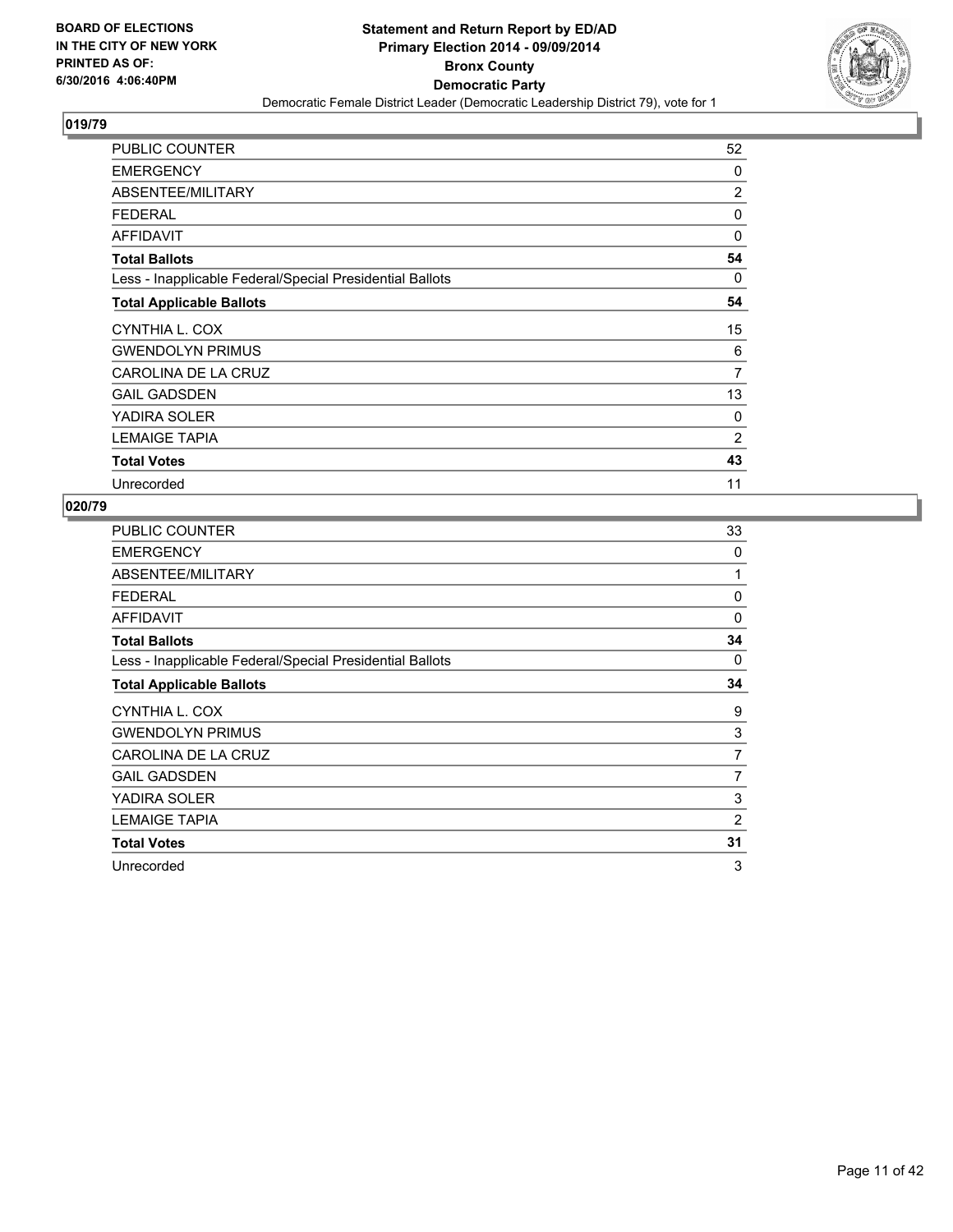BOARD OF ELECTIONS
IN THE CITY OF NEW YORK
PRINTED AS OF:
6/30/2016 4:06:40PM

**Statement and Return Report by ED/AD**
**Primary Election 2014 - 09/09/2014**
**Bronx County**
**Democratic Party**
Democratic Female District Leader (Democratic Leadership District 79), vote for 1

## 019/79

| | |
|---|---|
| PUBLIC COUNTER | 52 |
| EMERGENCY | 0 |
| ABSENTEE/MILITARY | 2 |
| FEDERAL | 0 |
| AFFIDAVIT | 0 |
| **Total Ballots** | **54** |
| Less - Inapplicable Federal/Special Presidential Ballots | 0 |
| **Total Applicable Ballots** | **54** |
| CYNTHIA L. COX | 15 |
| GWENDOLYN PRIMUS | 6 |
| CAROLINA DE LA CRUZ | 7 |
| GAIL GADSDEN | 13 |
| YADIRA SOLER | 0 |
| LEMAIGE TAPIA | 2 |
| **Total Votes** | **43** |
| Unrecorded | 11 |

## 020/79

| | |
|---|---|
| PUBLIC COUNTER | 33 |
| EMERGENCY | 0 |
| ABSENTEE/MILITARY | 1 |
| FEDERAL | 0 |
| AFFIDAVIT | 0 |
| **Total Ballots** | **34** |
| Less - Inapplicable Federal/Special Presidential Ballots | 0 |
| **Total Applicable Ballots** | **34** |
| CYNTHIA L. COX | 9 |
| GWENDOLYN PRIMUS | 3 |
| CAROLINA DE LA CRUZ | 7 |
| GAIL GADSDEN | 7 |
| YADIRA SOLER | 3 |
| LEMAIGE TAPIA | 2 |
| **Total Votes** | **31** |
| Unrecorded | 3 |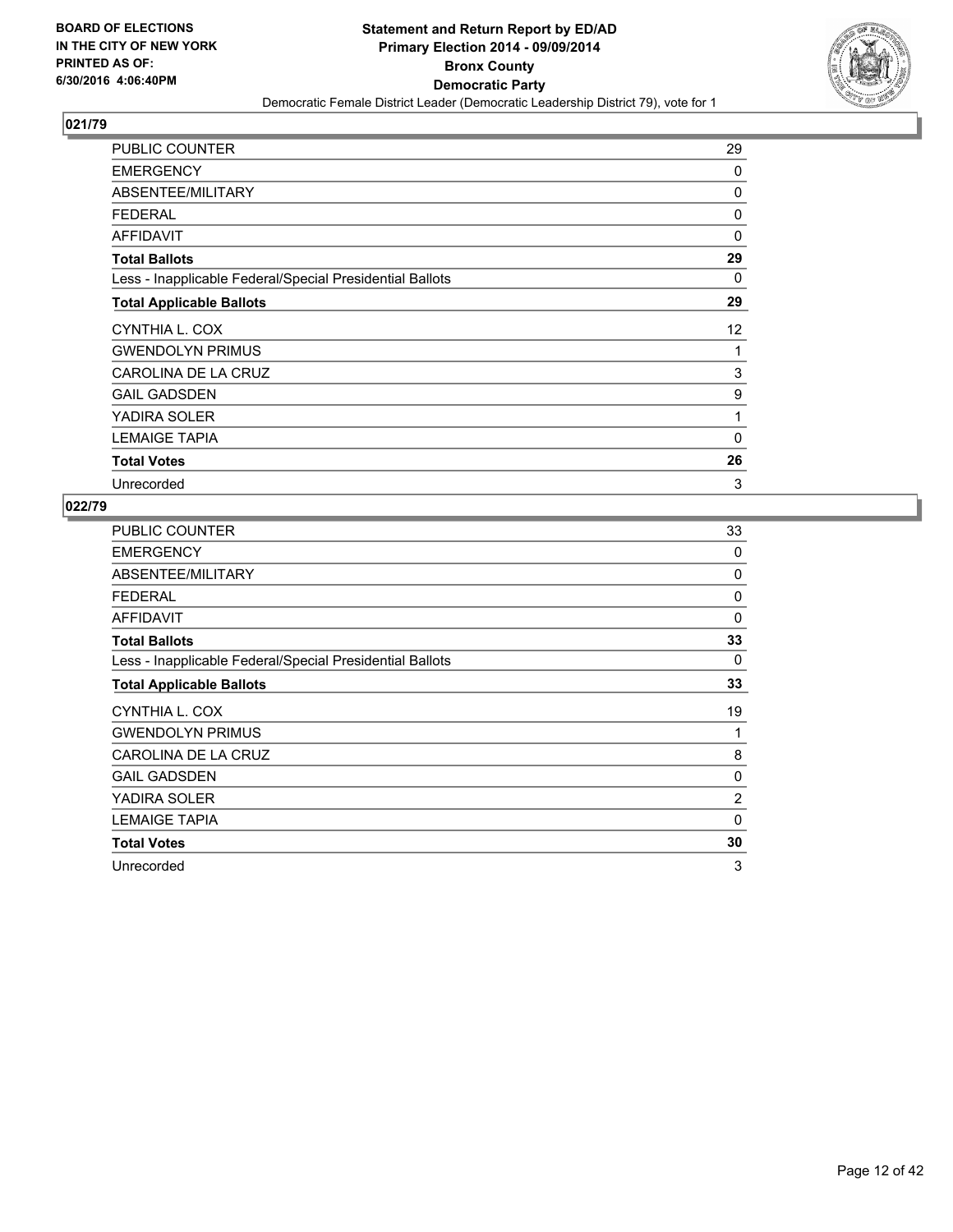BOARD OF ELECTIONS
IN THE CITY OF NEW YORK
PRINTED AS OF:
6/30/2016 4:06:40PM

**Statement and Return Report by ED/AD**
**Primary Election 2014 - 09/09/2014**
**Bronx County**
**Democratic Party**
Democratic Female District Leader (Democratic Leadership District 79), vote for 1

## 021/79

| | |
|---|---|
| PUBLIC COUNTER | 29 |
| EMERGENCY | 0 |
| ABSENTEE/MILITARY | 0 |
| FEDERAL | 0 |
| AFFIDAVIT | 0 |
| **Total Ballots** | **29** |
| Less - Inapplicable Federal/Special Presidential Ballots | 0 |
| **Total Applicable Ballots** | **29** |
| CYNTHIA L. COX | 12 |
| GWENDOLYN PRIMUS | 1 |
| CAROLINA DE LA CRUZ | 3 |
| GAIL GADSDEN | 9 |
| YADIRA SOLER | 1 |
| LEMAIGE TAPIA | 0 |
| **Total Votes** | **26** |
| Unrecorded | 3 |

## 022/79

| | |
|---|---|
| PUBLIC COUNTER | 33 |
| EMERGENCY | 0 |
| ABSENTEE/MILITARY | 0 |
| FEDERAL | 0 |
| AFFIDAVIT | 0 |
| **Total Ballots** | **33** |
| Less - Inapplicable Federal/Special Presidential Ballots | 0 |
| **Total Applicable Ballots** | **33** |
| CYNTHIA L. COX | 19 |
| GWENDOLYN PRIMUS | 1 |
| CAROLINA DE LA CRUZ | 8 |
| GAIL GADSDEN | 0 |
| YADIRA SOLER | 2 |
| LEMAIGE TAPIA | 0 |
| **Total Votes** | **30** |
| Unrecorded | 3 |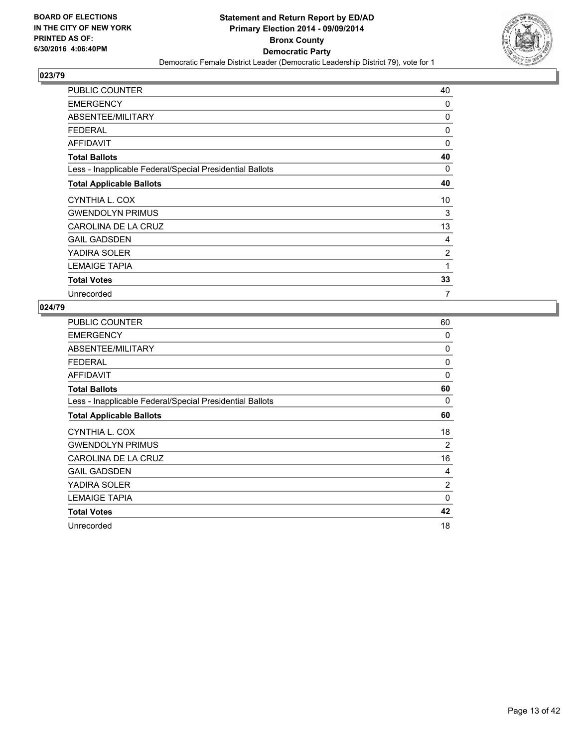**BOARD OF ELECTIONS IN THE CITY OF NEW YORK PRINTED AS OF: 6/30/2016 4:06:40PM**

**Statement and Return Report by ED/AD Primary Election 2014 - 09/09/2014 Bronx County Democratic Party**

Democratic Female District Leader (Democratic Leadership District 79), vote for 1

## 023/79

| | |
|---|---|
| PUBLIC COUNTER | 40 |
| EMERGENCY | 0 |
| ABSENTEE/MILITARY | 0 |
| FEDERAL | 0 |
| AFFIDAVIT | 0 |
| **Total Ballots** | **40** |
| Less - Inapplicable Federal/Special Presidential Ballots | 0 |
| **Total Applicable Ballots** | **40** |
| CYNTHIA L. COX | 10 |
| GWENDOLYN PRIMUS | 3 |
| CAROLINA DE LA CRUZ | 13 |
| GAIL GADSDEN | 4 |
| YADIRA SOLER | 2 |
| LEMAIGE TAPIA | 1 |
| **Total Votes** | **33** |
| Unrecorded | 7 |

## 024/79

| | |
|---|---|
| PUBLIC COUNTER | 60 |
| EMERGENCY | 0 |
| ABSENTEE/MILITARY | 0 |
| FEDERAL | 0 |
| AFFIDAVIT | 0 |
| **Total Ballots** | **60** |
| Less - Inapplicable Federal/Special Presidential Ballots | 0 |
| **Total Applicable Ballots** | **60** |
| CYNTHIA L. COX | 18 |
| GWENDOLYN PRIMUS | 2 |
| CAROLINA DE LA CRUZ | 16 |
| GAIL GADSDEN | 4 |
| YADIRA SOLER | 2 |
| LEMAIGE TAPIA | 0 |
| **Total Votes** | **42** |
| Unrecorded | 18 |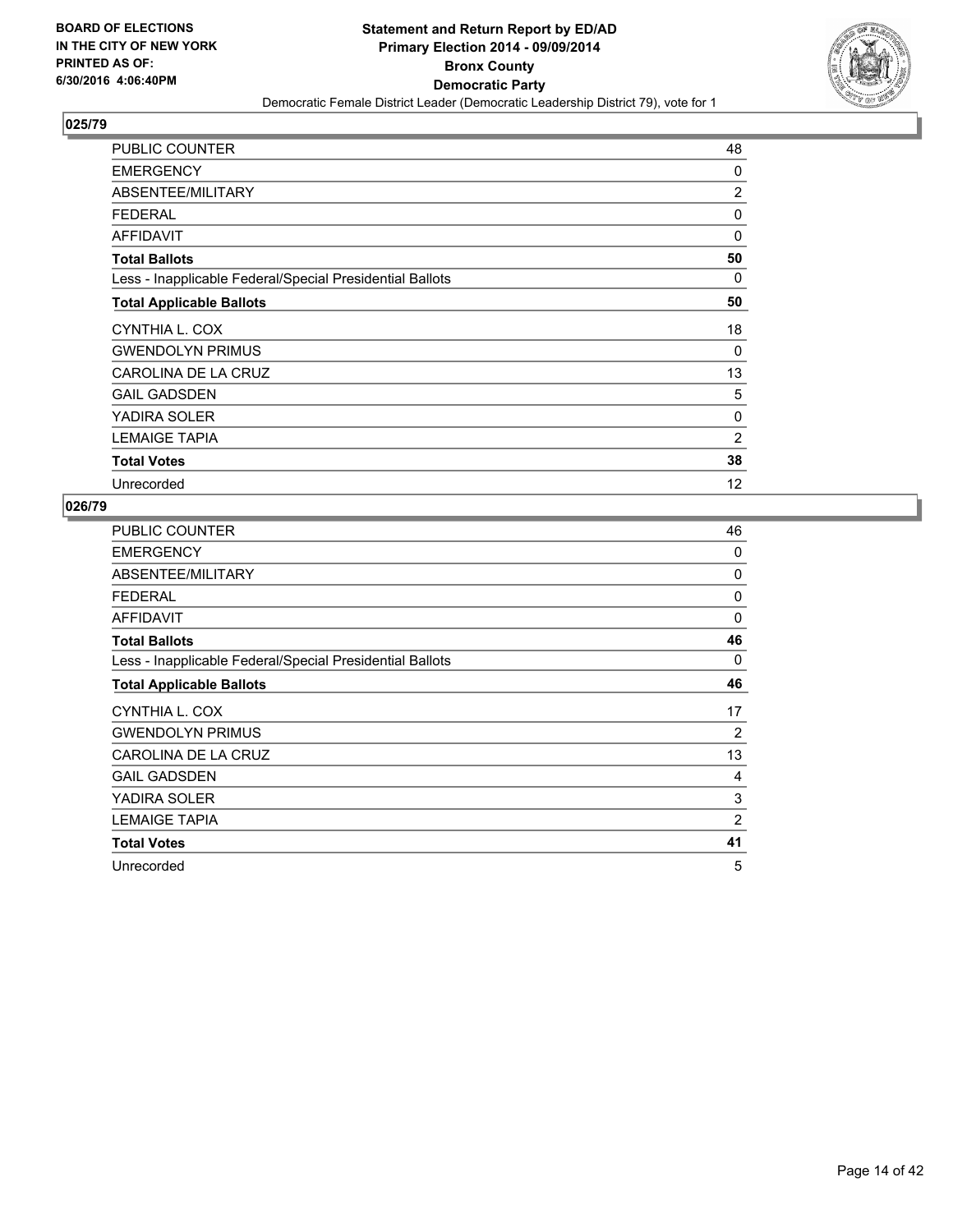**BOARD OF ELECTIONS IN THE CITY OF NEW YORK PRINTED AS OF: 6/30/2016 4:06:40PM**

**Statement and Return Report by ED/AD**
**Primary Election 2014 - 09/09/2014**
**Bronx County**
**Democratic Party**
Democratic Female District Leader (Democratic Leadership District 79), vote for 1

## 025/79

| | |
|---|---|
| PUBLIC COUNTER | 48 |
| EMERGENCY | 0 |
| ABSENTEE/MILITARY | 2 |
| FEDERAL | 0 |
| AFFIDAVIT | 0 |
| **Total Ballots** | **50** |
| Less - Inapplicable Federal/Special Presidential Ballots | 0 |
| **Total Applicable Ballots** | **50** |
| CYNTHIA L. COX | 18 |
| GWENDOLYN PRIMUS | 0 |
| CAROLINA DE LA CRUZ | 13 |
| GAIL GADSDEN | 5 |
| YADIRA SOLER | 0 |
| LEMAIGE TAPIA | 2 |
| **Total Votes** | **38** |
| Unrecorded | 12 |

## 026/79

| | |
|---|---|
| PUBLIC COUNTER | 46 |
| EMERGENCY | 0 |
| ABSENTEE/MILITARY | 0 |
| FEDERAL | 0 |
| AFFIDAVIT | 0 |
| **Total Ballots** | **46** |
| Less - Inapplicable Federal/Special Presidential Ballots | 0 |
| **Total Applicable Ballots** | **46** |
| CYNTHIA L. COX | 17 |
| GWENDOLYN PRIMUS | 2 |
| CAROLINA DE LA CRUZ | 13 |
| GAIL GADSDEN | 4 |
| YADIRA SOLER | 3 |
| LEMAIGE TAPIA | 2 |
| **Total Votes** | **41** |
| Unrecorded | 5 |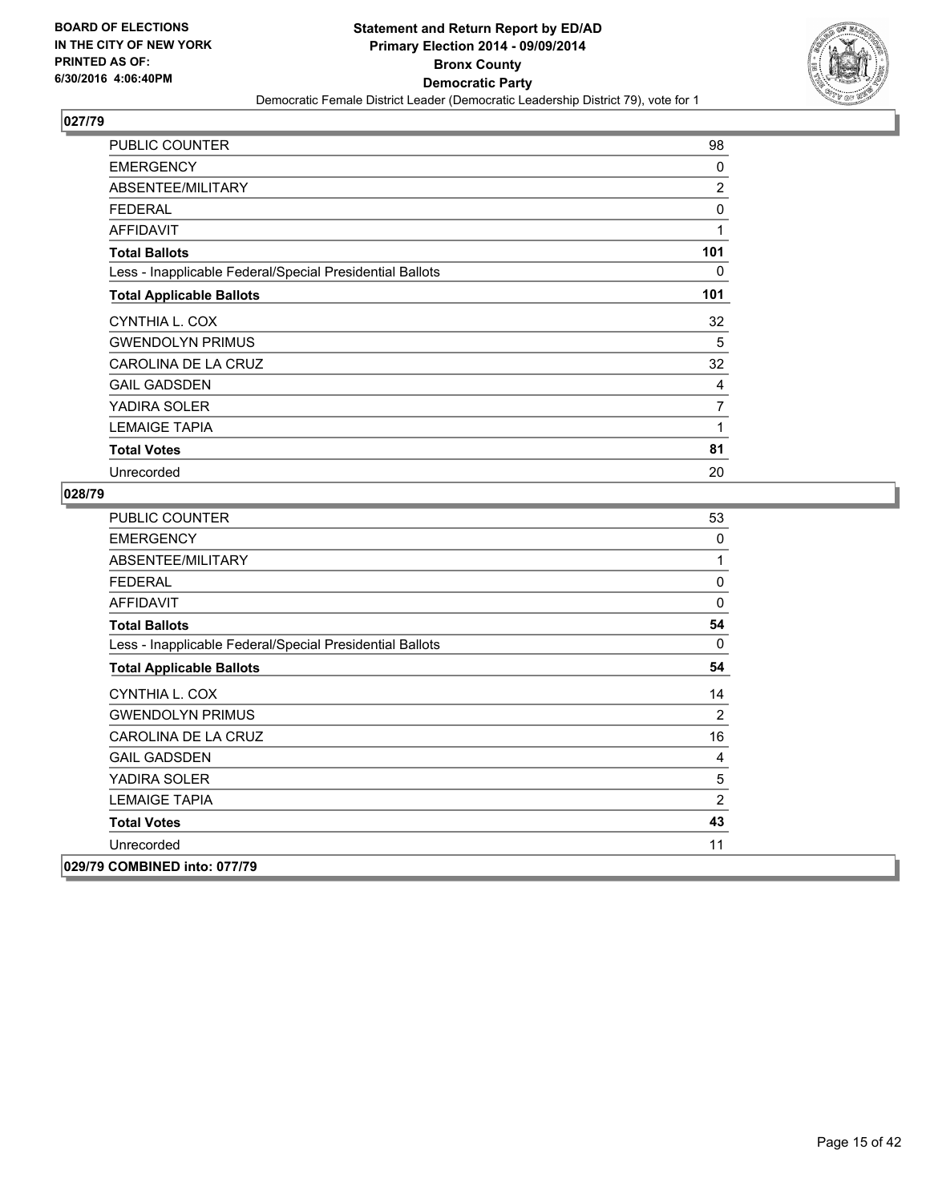**BOARD OF ELECTIONS IN THE CITY OF NEW YORK PRINTED AS OF: 6/30/2016 4:06:40PM**

**Statement and Return Report by ED/AD**
**Primary Election 2014 - 09/09/2014**
**Bronx County**
**Democratic Party**
Democratic Female District Leader (Democratic Leadership District 79), vote for 1

## 027/79

| | |
|---|---|
| PUBLIC COUNTER | 98 |
| EMERGENCY | 0 |
| ABSENTEE/MILITARY | 2 |
| FEDERAL | 0 |
| AFFIDAVIT | 1 |
| **Total Ballots** | **101** |
| Less - Inapplicable Federal/Special Presidential Ballots | 0 |
| **Total Applicable Ballots** | **101** |
| CYNTHIA L. COX | 32 |
| GWENDOLYN PRIMUS | 5 |
| CAROLINA DE LA CRUZ | 32 |
| GAIL GADSDEN | 4 |
| YADIRA SOLER | 7 |
| LEMAIGE TAPIA | 1 |
| **Total Votes** | **81** |
| Unrecorded | 20 |

## 028/79

| | |
|---|---|
| PUBLIC COUNTER | 53 |
| EMERGENCY | 0 |
| ABSENTEE/MILITARY | 1 |
| FEDERAL | 0 |
| AFFIDAVIT | 0 |
| **Total Ballots** | **54** |
| Less - Inapplicable Federal/Special Presidential Ballots | 0 |
| **Total Applicable Ballots** | **54** |
| CYNTHIA L. COX | 14 |
| GWENDOLYN PRIMUS | 2 |
| CAROLINA DE LA CRUZ | 16 |
| GAIL GADSDEN | 4 |
| YADIRA SOLER | 5 |
| LEMAIGE TAPIA | 2 |
| **Total Votes** | **43** |
| Unrecorded | 11 |

## 029/79 COMBINED into: 077/79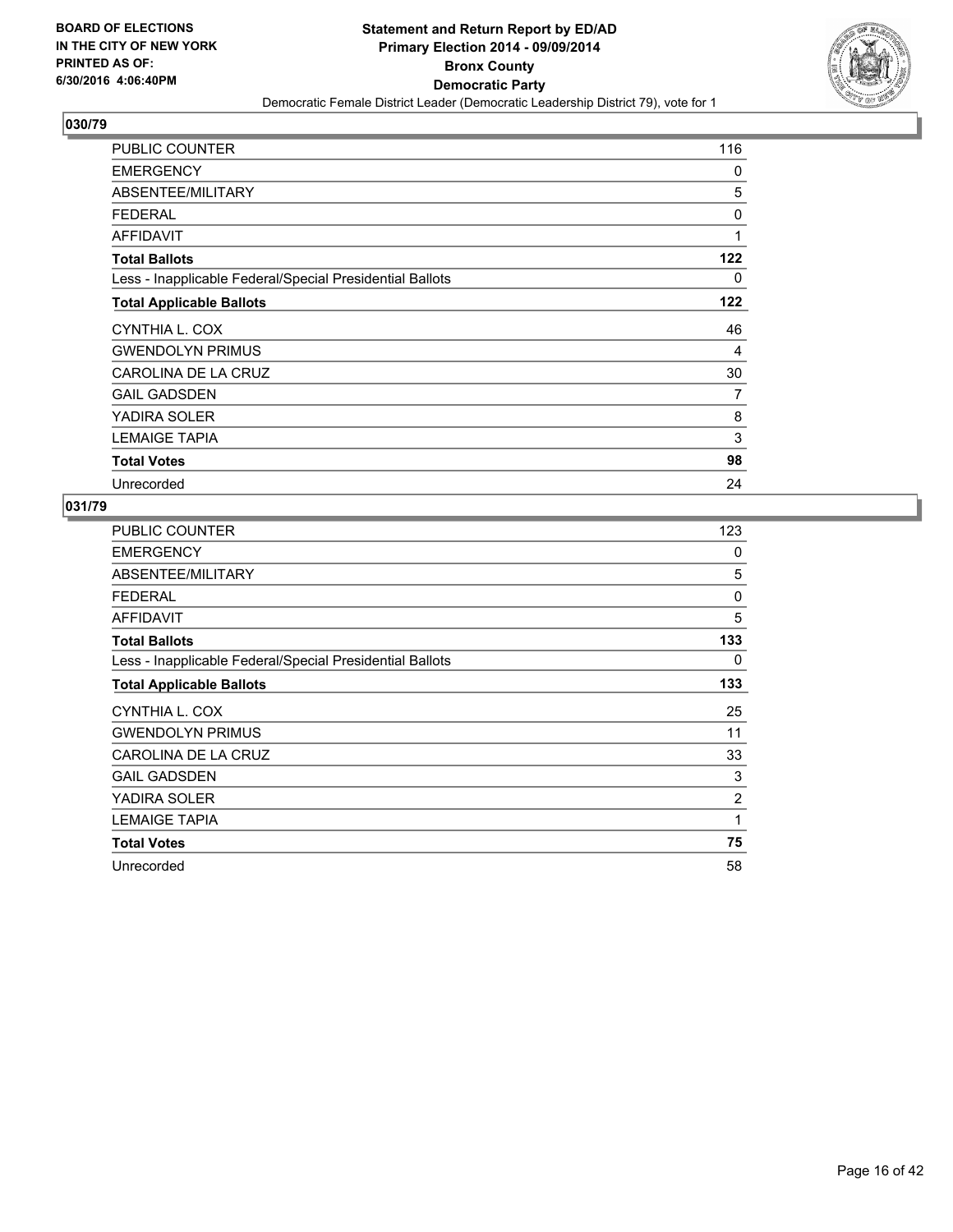**BOARD OF ELECTIONS IN THE CITY OF NEW YORK PRINTED AS OF: 6/30/2016 4:06:40PM**

**Statement and Return Report by ED/AD Primary Election 2014 - 09/09/2014 Bronx County Democratic Party**

Democratic Female District Leader (Democratic Leadership District 79), vote for 1

## 030/79

| | |
|---|---|
| PUBLIC COUNTER | 116 |
| EMERGENCY | 0 |
| ABSENTEE/MILITARY | 5 |
| FEDERAL | 0 |
| AFFIDAVIT | 1 |
| **Total Ballots** | **122** |
| Less - Inapplicable Federal/Special Presidential Ballots | 0 |
| **Total Applicable Ballots** | **122** |
| CYNTHIA L. COX | 46 |
| GWENDOLYN PRIMUS | 4 |
| CAROLINA DE LA CRUZ | 30 |
| GAIL GADSDEN | 7 |
| YADIRA SOLER | 8 |
| LEMAIGE TAPIA | 3 |
| **Total Votes** | **98** |
| Unrecorded | 24 |

## 031/79

| | |
|---|---|
| PUBLIC COUNTER | 123 |
| EMERGENCY | 0 |
| ABSENTEE/MILITARY | 5 |
| FEDERAL | 0 |
| AFFIDAVIT | 5 |
| **Total Ballots** | **133** |
| Less - Inapplicable Federal/Special Presidential Ballots | 0 |
| **Total Applicable Ballots** | **133** |
| CYNTHIA L. COX | 25 |
| GWENDOLYN PRIMUS | 11 |
| CAROLINA DE LA CRUZ | 33 |
| GAIL GADSDEN | 3 |
| YADIRA SOLER | 2 |
| LEMAIGE TAPIA | 1 |
| **Total Votes** | **75** |
| Unrecorded | 58 |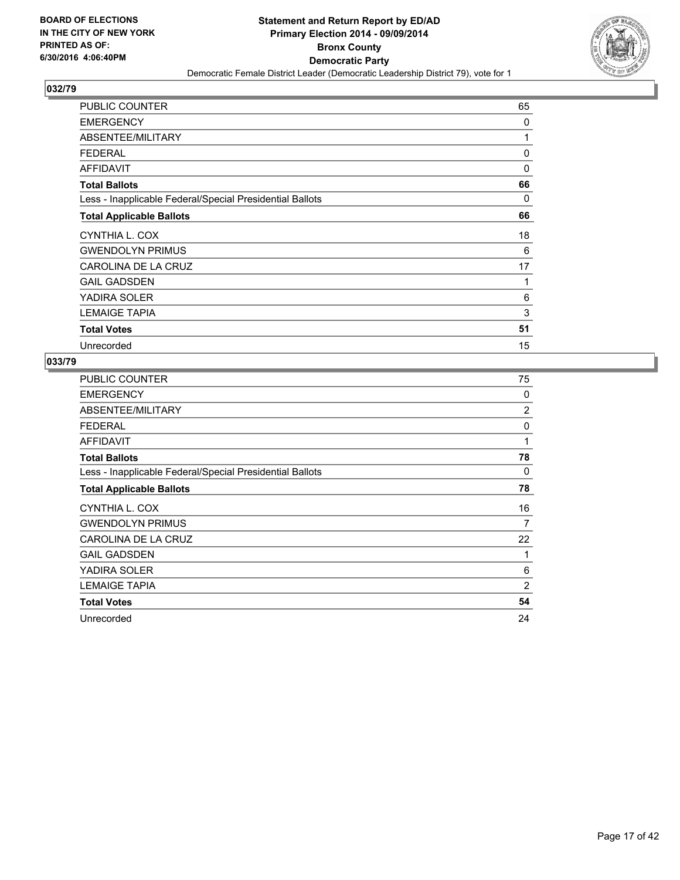**BOARD OF ELECTIONS IN THE CITY OF NEW YORK PRINTED AS OF: 6/30/2016 4:06:40PM**

**Statement and Return Report by ED/AD Primary Election 2014 - 09/09/2014 Bronx County Democratic Party**

Democratic Female District Leader (Democratic Leadership District 79), vote for 1

## 032/79

| | |
|---|---|
| PUBLIC COUNTER | 65 |
| EMERGENCY | 0 |
| ABSENTEE/MILITARY | 1 |
| FEDERAL | 0 |
| AFFIDAVIT | 0 |
| **Total Ballots** | **66** |
| Less - Inapplicable Federal/Special Presidential Ballots | 0 |
| **Total Applicable Ballots** | **66** |
| CYNTHIA L. COX | 18 |
| GWENDOLYN PRIMUS | 6 |
| CAROLINA DE LA CRUZ | 17 |
| GAIL GADSDEN | 1 |
| YADIRA SOLER | 6 |
| LEMAIGE TAPIA | 3 |
| **Total Votes** | **51** |
| Unrecorded | 15 |

## 033/79

| | |
|---|---|
| PUBLIC COUNTER | 75 |
| EMERGENCY | 0 |
| ABSENTEE/MILITARY | 2 |
| FEDERAL | 0 |
| AFFIDAVIT | 1 |
| **Total Ballots** | **78** |
| Less - Inapplicable Federal/Special Presidential Ballots | 0 |
| **Total Applicable Ballots** | **78** |
| CYNTHIA L. COX | 16 |
| GWENDOLYN PRIMUS | 7 |
| CAROLINA DE LA CRUZ | 22 |
| GAIL GADSDEN | 1 |
| YADIRA SOLER | 6 |
| LEMAIGE TAPIA | 2 |
| **Total Votes** | **54** |
| Unrecorded | 24 |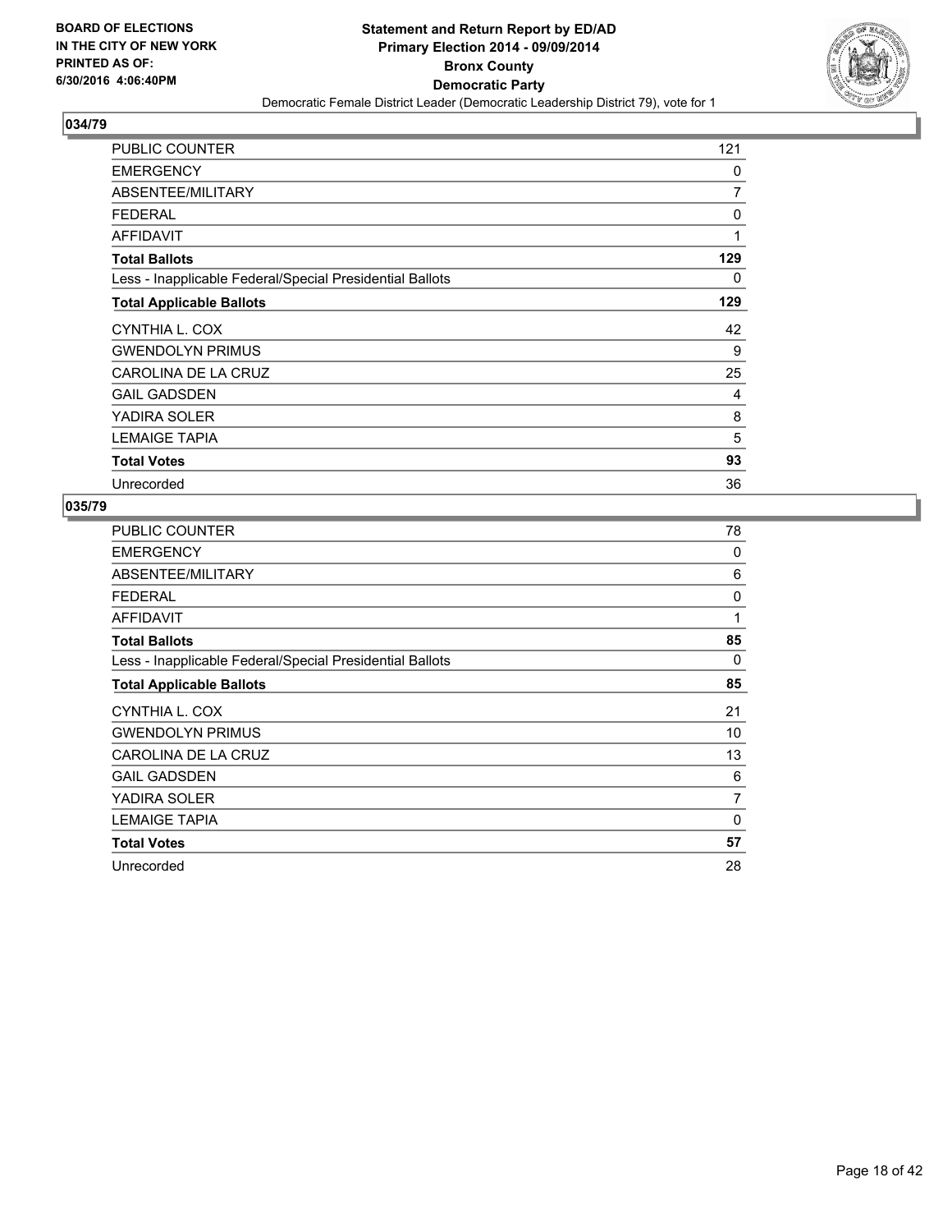BOARD OF ELECTIONS
IN THE CITY OF NEW YORK
PRINTED AS OF:
6/30/2016 4:06:40PM

**Statement and Return Report by ED/AD**
**Primary Election 2014 - 09/09/2014**
**Bronx County**
**Democratic Party**
Democratic Female District Leader (Democratic Leadership District 79), vote for 1

## 034/79

| | |
|---|---|
| PUBLIC COUNTER | 121 |
| EMERGENCY | 0 |
| ABSENTEE/MILITARY | 7 |
| FEDERAL | 0 |
| AFFIDAVIT | 1 |
| **Total Ballots** | **129** |
| Less - Inapplicable Federal/Special Presidential Ballots | 0 |
| **Total Applicable Ballots** | **129** |
| CYNTHIA L. COX | 42 |
| GWENDOLYN PRIMUS | 9 |
| CAROLINA DE LA CRUZ | 25 |
| GAIL GADSDEN | 4 |
| YADIRA SOLER | 8 |
| LEMAIGE TAPIA | 5 |
| **Total Votes** | **93** |
| Unrecorded | 36 |

## 035/79

| | |
|---|---|
| PUBLIC COUNTER | 78 |
| EMERGENCY | 0 |
| ABSENTEE/MILITARY | 6 |
| FEDERAL | 0 |
| AFFIDAVIT | 1 |
| **Total Ballots** | **85** |
| Less - Inapplicable Federal/Special Presidential Ballots | 0 |
| **Total Applicable Ballots** | **85** |
| CYNTHIA L. COX | 21 |
| GWENDOLYN PRIMUS | 10 |
| CAROLINA DE LA CRUZ | 13 |
| GAIL GADSDEN | 6 |
| YADIRA SOLER | 7 |
| LEMAIGE TAPIA | 0 |
| **Total Votes** | **57** |
| Unrecorded | 28 |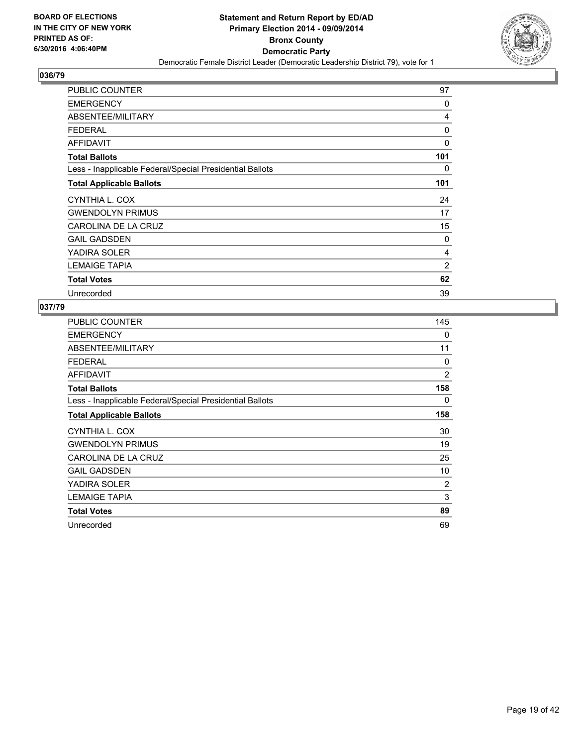BOARD OF ELECTIONS
IN THE CITY OF NEW YORK
PRINTED AS OF:
6/30/2016 4:06:40PM

**Statement and Return Report by ED/AD**
**Primary Election 2014 - 09/09/2014**
**Bronx County**
**Democratic Party**
Democratic Female District Leader (Democratic Leadership District 79), vote for 1

## 036/79

| | |
|---|---|
| PUBLIC COUNTER | 97 |
| EMERGENCY | 0 |
| ABSENTEE/MILITARY | 4 |
| FEDERAL | 0 |
| AFFIDAVIT | 0 |
| **Total Ballots** | **101** |
| Less - Inapplicable Federal/Special Presidential Ballots | 0 |
| **Total Applicable Ballots** | **101** |
| CYNTHIA L. COX | 24 |
| GWENDOLYN PRIMUS | 17 |
| CAROLINA DE LA CRUZ | 15 |
| GAIL GADSDEN | 0 |
| YADIRA SOLER | 4 |
| LEMAIGE TAPIA | 2 |
| **Total Votes** | **62** |
| Unrecorded | 39 |

## 037/79

| | |
|---|---|
| PUBLIC COUNTER | 145 |
| EMERGENCY | 0 |
| ABSENTEE/MILITARY | 11 |
| FEDERAL | 0 |
| AFFIDAVIT | 2 |
| **Total Ballots** | **158** |
| Less - Inapplicable Federal/Special Presidential Ballots | 0 |
| **Total Applicable Ballots** | **158** |
| CYNTHIA L. COX | 30 |
| GWENDOLYN PRIMUS | 19 |
| CAROLINA DE LA CRUZ | 25 |
| GAIL GADSDEN | 10 |
| YADIRA SOLER | 2 |
| LEMAIGE TAPIA | 3 |
| **Total Votes** | **89** |
| Unrecorded | 69 |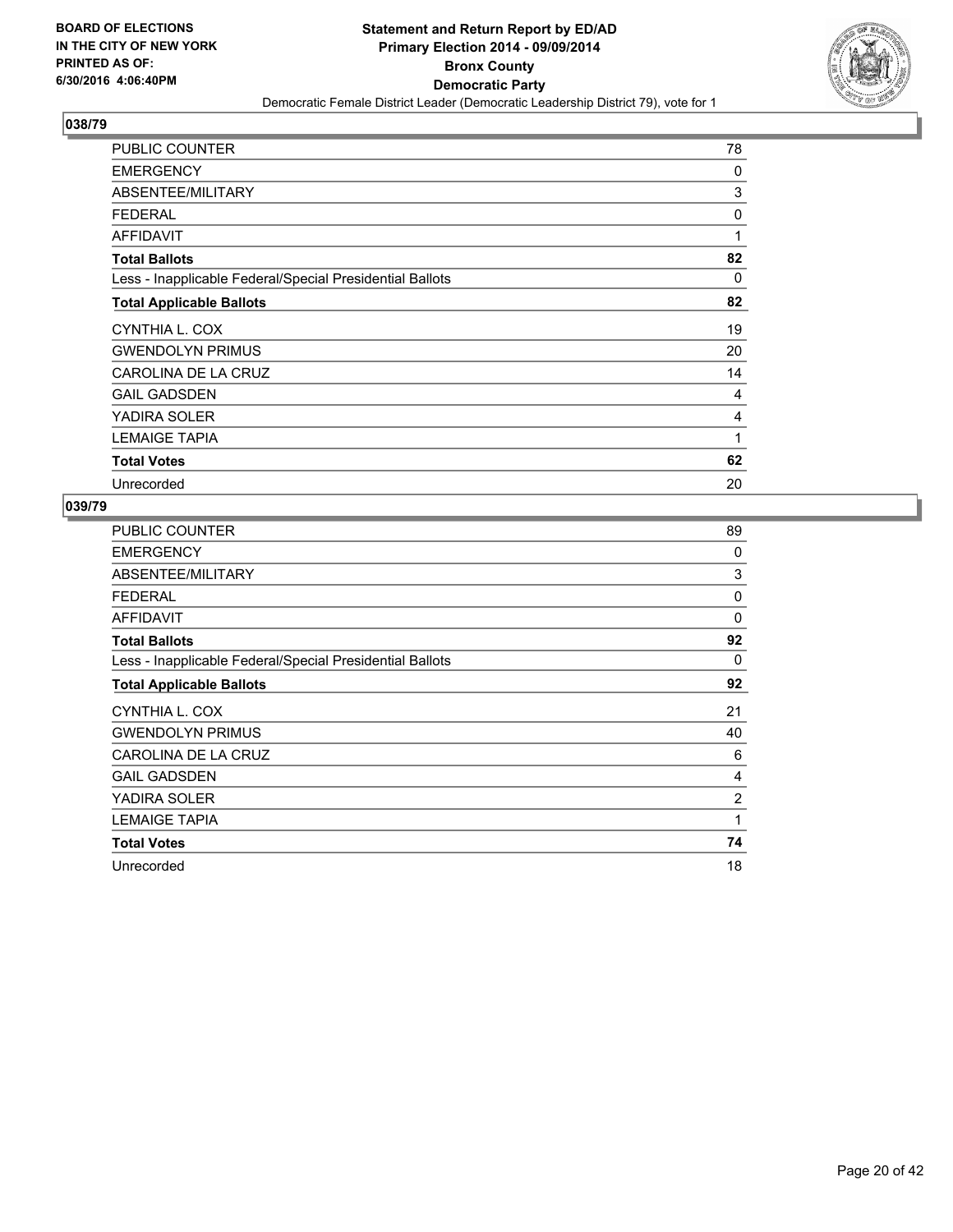**BOARD OF ELECTIONS IN THE CITY OF NEW YORK PRINTED AS OF: 6/30/2016 4:06:40PM**

**Statement and Return Report by ED/AD**
**Primary Election 2014 - 09/09/2014**
**Bronx County**
**Democratic Party**
Democratic Female District Leader (Democratic Leadership District 79), vote for 1

## 038/79

| | |
|---|---|
| PUBLIC COUNTER | 78 |
| EMERGENCY | 0 |
| ABSENTEE/MILITARY | 3 |
| FEDERAL | 0 |
| AFFIDAVIT | 1 |
| **Total Ballots** | **82** |
| Less - Inapplicable Federal/Special Presidential Ballots | 0 |
| **Total Applicable Ballots** | **82** |
| CYNTHIA L. COX | 19 |
| GWENDOLYN PRIMUS | 20 |
| CAROLINA DE LA CRUZ | 14 |
| GAIL GADSDEN | 4 |
| YADIRA SOLER | 4 |
| LEMAIGE TAPIA | 1 |
| **Total Votes** | **62** |
| Unrecorded | 20 |

## 039/79

| | |
|---|---|
| PUBLIC COUNTER | 89 |
| EMERGENCY | 0 |
| ABSENTEE/MILITARY | 3 |
| FEDERAL | 0 |
| AFFIDAVIT | 0 |
| **Total Ballots** | **92** |
| Less - Inapplicable Federal/Special Presidential Ballots | 0 |
| **Total Applicable Ballots** | **92** |
| CYNTHIA L. COX | 21 |
| GWENDOLYN PRIMUS | 40 |
| CAROLINA DE LA CRUZ | 6 |
| GAIL GADSDEN | 4 |
| YADIRA SOLER | 2 |
| LEMAIGE TAPIA | 1 |
| **Total Votes** | **74** |
| Unrecorded | 18 |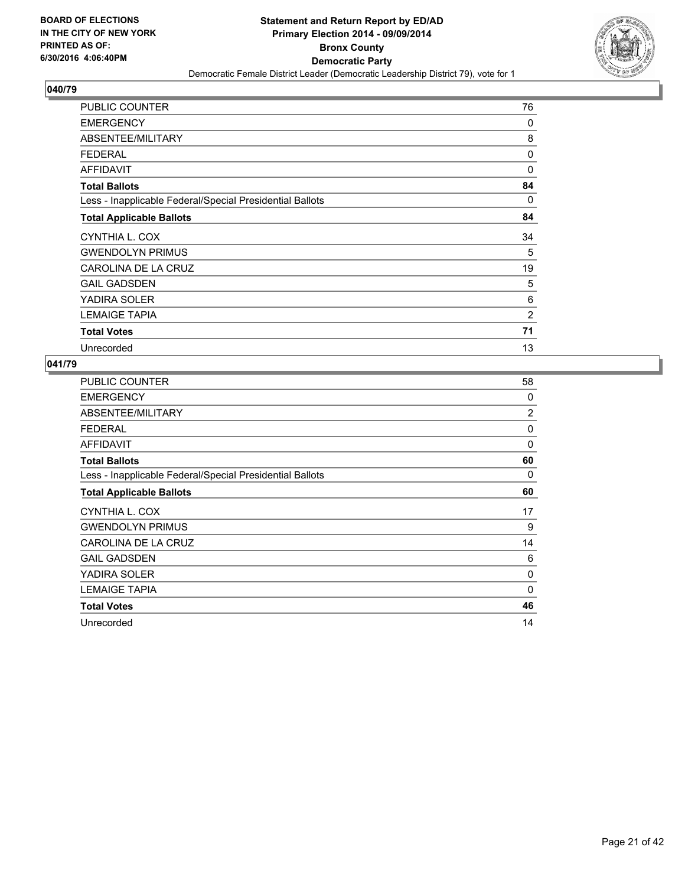**BOARD OF ELECTIONS IN THE CITY OF NEW YORK PRINTED AS OF: 6/30/2016 4:06:40PM**

**Statement and Return Report by ED/AD Primary Election 2014 - 09/09/2014 Bronx County Democratic Party**

Democratic Female District Leader (Democratic Leadership District 79), vote for 1

## 040/79

| | |
|---|---|
| PUBLIC COUNTER | 76 |
| EMERGENCY | 0 |
| ABSENTEE/MILITARY | 8 |
| FEDERAL | 0 |
| AFFIDAVIT | 0 |
| **Total Ballots** | **84** |
| Less - Inapplicable Federal/Special Presidential Ballots | 0 |
| **Total Applicable Ballots** | **84** |
| CYNTHIA L. COX | 34 |
| GWENDOLYN PRIMUS | 5 |
| CAROLINA DE LA CRUZ | 19 |
| GAIL GADSDEN | 5 |
| YADIRA SOLER | 6 |
| LEMAIGE TAPIA | 2 |
| **Total Votes** | **71** |
| Unrecorded | 13 |

## 041/79

| | |
|---|---|
| PUBLIC COUNTER | 58 |
| EMERGENCY | 0 |
| ABSENTEE/MILITARY | 2 |
| FEDERAL | 0 |
| AFFIDAVIT | 0 |
| **Total Ballots** | **60** |
| Less - Inapplicable Federal/Special Presidential Ballots | 0 |
| **Total Applicable Ballots** | **60** |
| CYNTHIA L. COX | 17 |
| GWENDOLYN PRIMUS | 9 |
| CAROLINA DE LA CRUZ | 14 |
| GAIL GADSDEN | 6 |
| YADIRA SOLER | 0 |
| LEMAIGE TAPIA | 0 |
| **Total Votes** | **46** |
| Unrecorded | 14 |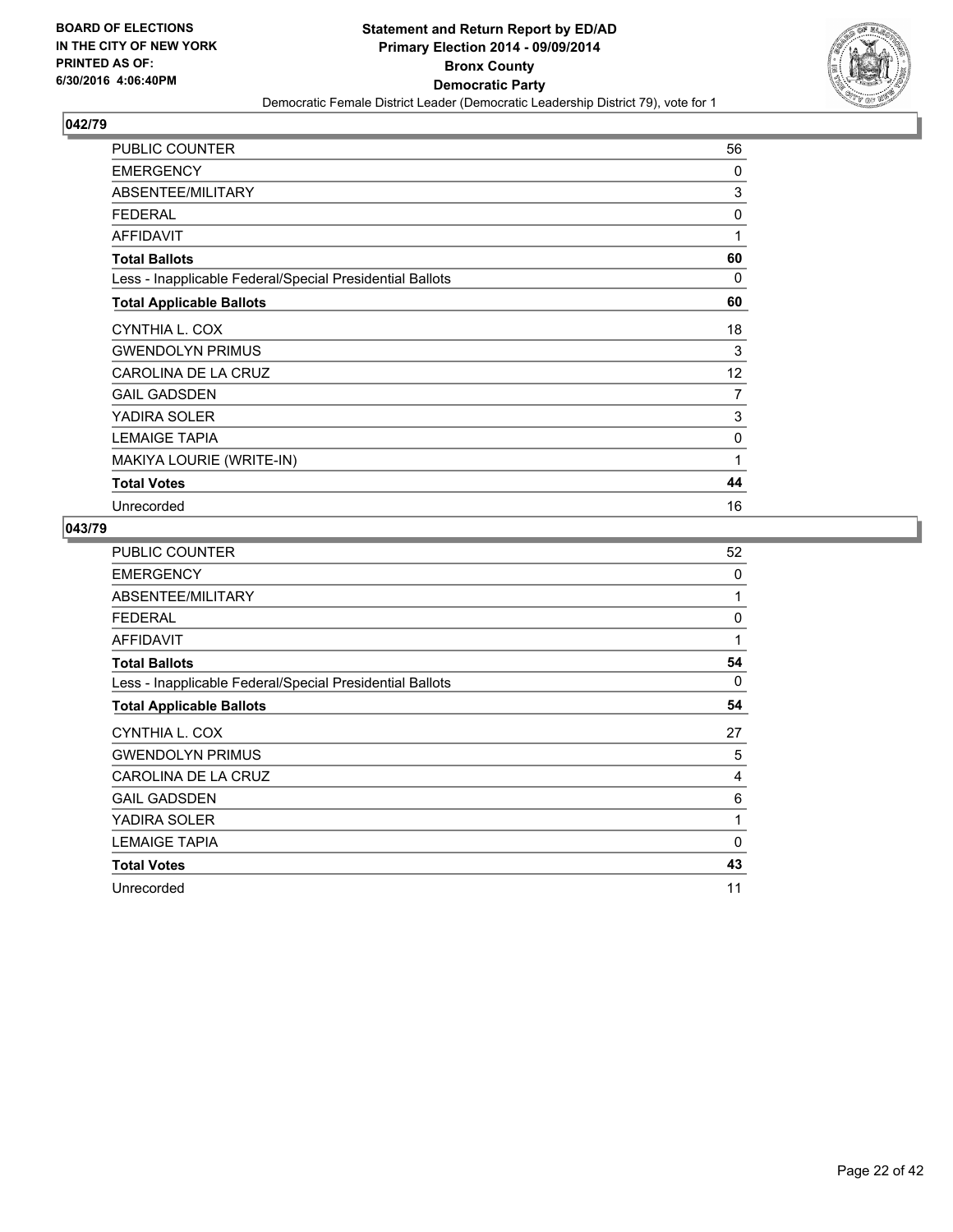BOARD OF ELECTIONS
IN THE CITY OF NEW YORK
PRINTED AS OF:
6/30/2016 4:06:40PM

**Statement and Return Report by ED/AD**
**Primary Election 2014 - 09/09/2014**
**Bronx County**
**Democratic Party**
Democratic Female District Leader (Democratic Leadership District 79), vote for 1

## 042/79

| | |
|---|---|
| PUBLIC COUNTER | 56 |
| EMERGENCY | 0 |
| ABSENTEE/MILITARY | 3 |
| FEDERAL | 0 |
| AFFIDAVIT | 1 |
| **Total Ballots** | **60** |
| Less - Inapplicable Federal/Special Presidential Ballots | 0 |
| **Total Applicable Ballots** | **60** |
| CYNTHIA L. COX | 18 |
| GWENDOLYN PRIMUS | 3 |
| CAROLINA DE LA CRUZ | 12 |
| GAIL GADSDEN | 7 |
| YADIRA SOLER | 3 |
| LEMAIGE TAPIA | 0 |
| MAKIYA LOURIE (WRITE-IN) | 1 |
| **Total Votes** | **44** |
| Unrecorded | 16 |

## 043/79

| | |
|---|---|
| PUBLIC COUNTER | 52 |
| EMERGENCY | 0 |
| ABSENTEE/MILITARY | 1 |
| FEDERAL | 0 |
| AFFIDAVIT | 1 |
| **Total Ballots** | **54** |
| Less - Inapplicable Federal/Special Presidential Ballots | 0 |
| **Total Applicable Ballots** | **54** |
| CYNTHIA L. COX | 27 |
| GWENDOLYN PRIMUS | 5 |
| CAROLINA DE LA CRUZ | 4 |
| GAIL GADSDEN | 6 |
| YADIRA SOLER | 1 |
| LEMAIGE TAPIA | 0 |
| **Total Votes** | **43** |
| Unrecorded | 11 |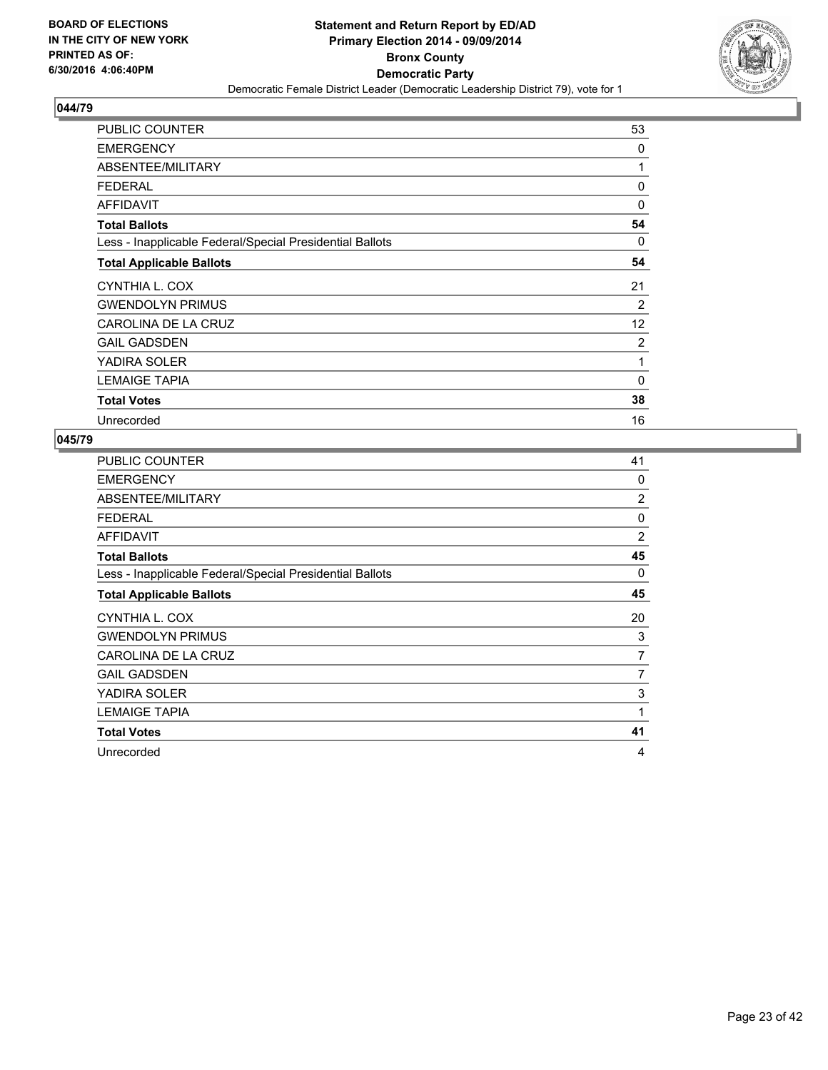**BOARD OF ELECTIONS IN THE CITY OF NEW YORK PRINTED AS OF: 6/30/2016 4:06:40PM**

**Statement and Return Report by ED/AD Primary Election 2014 - 09/09/2014 Bronx County Democratic Party**

Democratic Female District Leader (Democratic Leadership District 79), vote for 1

## 044/79

| | |
|---|---|
| PUBLIC COUNTER | 53 |
| EMERGENCY | 0 |
| ABSENTEE/MILITARY | 1 |
| FEDERAL | 0 |
| AFFIDAVIT | 0 |
| **Total Ballots** | **54** |
| Less - Inapplicable Federal/Special Presidential Ballots | 0 |
| **Total Applicable Ballots** | **54** |
| CYNTHIA L. COX | 21 |
| GWENDOLYN PRIMUS | 2 |
| CAROLINA DE LA CRUZ | 12 |
| GAIL GADSDEN | 2 |
| YADIRA SOLER | 1 |
| LEMAIGE TAPIA | 0 |
| **Total Votes** | **38** |
| Unrecorded | 16 |

## 045/79

| | |
|---|---|
| PUBLIC COUNTER | 41 |
| EMERGENCY | 0 |
| ABSENTEE/MILITARY | 2 |
| FEDERAL | 0 |
| AFFIDAVIT | 2 |
| **Total Ballots** | **45** |
| Less - Inapplicable Federal/Special Presidential Ballots | 0 |
| **Total Applicable Ballots** | **45** |
| CYNTHIA L. COX | 20 |
| GWENDOLYN PRIMUS | 3 |
| CAROLINA DE LA CRUZ | 7 |
| GAIL GADSDEN | 7 |
| YADIRA SOLER | 3 |
| LEMAIGE TAPIA | 1 |
| **Total Votes** | **41** |
| Unrecorded | 4 |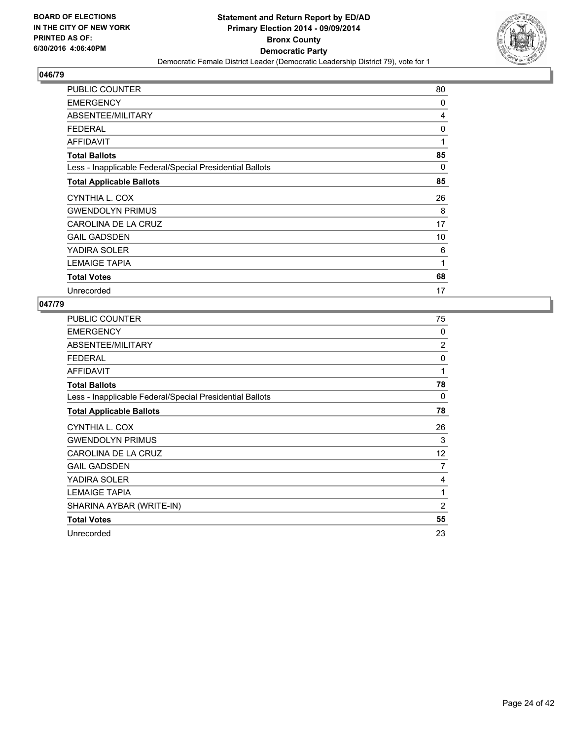BOARD OF ELECTIONS
IN THE CITY OF NEW YORK
PRINTED AS OF:
6/30/2016 4:06:40PM

**Statement and Return Report by ED/AD**
**Primary Election 2014 - 09/09/2014**
**Bronx County**
**Democratic Party**
Democratic Female District Leader (Democratic Leadership District 79), vote for 1

## 046/79

| | |
|---|---|
| PUBLIC COUNTER | 80 |
| EMERGENCY | 0 |
| ABSENTEE/MILITARY | 4 |
| FEDERAL | 0 |
| AFFIDAVIT | 1 |
| **Total Ballots** | **85** |
| Less - Inapplicable Federal/Special Presidential Ballots | 0 |
| **Total Applicable Ballots** | **85** |
| CYNTHIA L. COX | 26 |
| GWENDOLYN PRIMUS | 8 |
| CAROLINA DE LA CRUZ | 17 |
| GAIL GADSDEN | 10 |
| YADIRA SOLER | 6 |
| LEMAIGE TAPIA | 1 |
| **Total Votes** | **68** |
| Unrecorded | 17 |

## 047/79

| | |
|---|---|
| PUBLIC COUNTER | 75 |
| EMERGENCY | 0 |
| ABSENTEE/MILITARY | 2 |
| FEDERAL | 0 |
| AFFIDAVIT | 1 |
| **Total Ballots** | **78** |
| Less - Inapplicable Federal/Special Presidential Ballots | 0 |
| **Total Applicable Ballots** | **78** |
| CYNTHIA L. COX | 26 |
| GWENDOLYN PRIMUS | 3 |
| CAROLINA DE LA CRUZ | 12 |
| GAIL GADSDEN | 7 |
| YADIRA SOLER | 4 |
| LEMAIGE TAPIA | 1 |
| SHARINA AYBAR (WRITE-IN) | 2 |
| **Total Votes** | **55** |
| Unrecorded | 23 |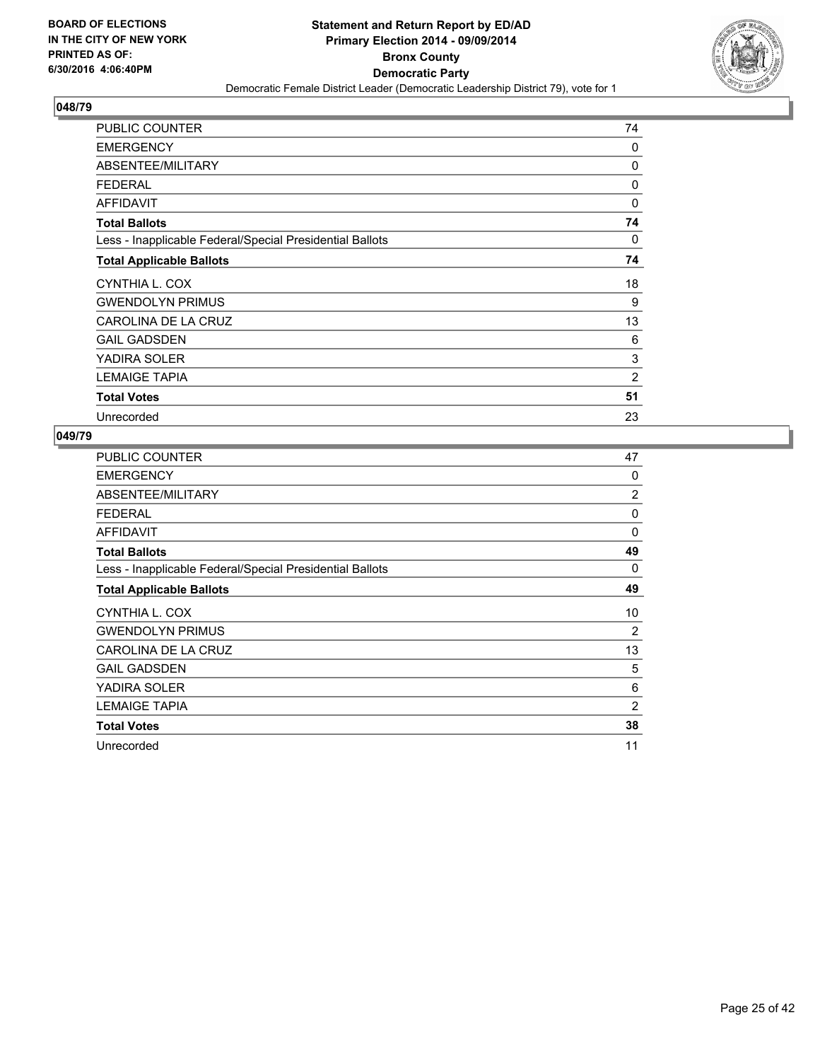**BOARD OF ELECTIONS IN THE CITY OF NEW YORK PRINTED AS OF: 6/30/2016 4:06:40PM**

**Statement and Return Report by ED/AD Primary Election 2014 - 09/09/2014 Bronx County Democratic Party**

Democratic Female District Leader (Democratic Leadership District 79), vote for 1

## 048/79

| | |
|---|---|
| PUBLIC COUNTER | 74 |
| EMERGENCY | 0 |
| ABSENTEE/MILITARY | 0 |
| FEDERAL | 0 |
| AFFIDAVIT | 0 |
| **Total Ballots** | **74** |
| Less - Inapplicable Federal/Special Presidential Ballots | 0 |
| **Total Applicable Ballots** | **74** |
| CYNTHIA L. COX | 18 |
| GWENDOLYN PRIMUS | 9 |
| CAROLINA DE LA CRUZ | 13 |
| GAIL GADSDEN | 6 |
| YADIRA SOLER | 3 |
| LEMAIGE TAPIA | 2 |
| **Total Votes** | **51** |
| Unrecorded | 23 |

## 049/79

| | |
|---|---|
| PUBLIC COUNTER | 47 |
| EMERGENCY | 0 |
| ABSENTEE/MILITARY | 2 |
| FEDERAL | 0 |
| AFFIDAVIT | 0 |
| **Total Ballots** | **49** |
| Less - Inapplicable Federal/Special Presidential Ballots | 0 |
| **Total Applicable Ballots** | **49** |
| CYNTHIA L. COX | 10 |
| GWENDOLYN PRIMUS | 2 |
| CAROLINA DE LA CRUZ | 13 |
| GAIL GADSDEN | 5 |
| YADIRA SOLER | 6 |
| LEMAIGE TAPIA | 2 |
| **Total Votes** | **38** |
| Unrecorded | 11 |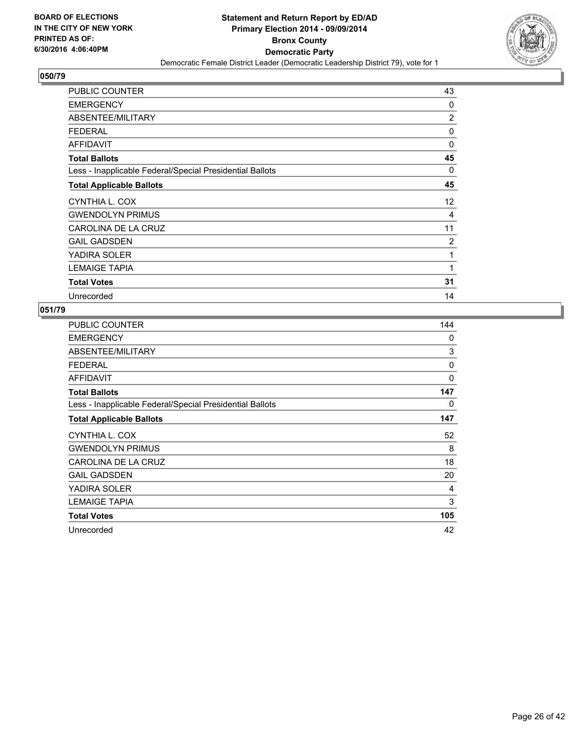**BOARD OF ELECTIONS IN THE CITY OF NEW YORK PRINTED AS OF: 6/30/2016 4:06:40PM**

**Statement and Return Report by ED/AD Primary Election 2014 - 09/09/2014 Bronx County Democratic Party**

Democratic Female District Leader (Democratic Leadership District 79), vote for 1

## 050/79

| | |
|---|---|
| PUBLIC COUNTER | 43 |
| EMERGENCY | 0 |
| ABSENTEE/MILITARY | 2 |
| FEDERAL | 0 |
| AFFIDAVIT | 0 |
| **Total Ballots** | **45** |
| Less - Inapplicable Federal/Special Presidential Ballots | 0 |
| **Total Applicable Ballots** | **45** |
| CYNTHIA L. COX | 12 |
| GWENDOLYN PRIMUS | 4 |
| CAROLINA DE LA CRUZ | 11 |
| GAIL GADSDEN | 2 |
| YADIRA SOLER | 1 |
| LEMAIGE TAPIA | 1 |
| **Total Votes** | **31** |
| Unrecorded | 14 |

## 051/79

| | |
|---|---|
| PUBLIC COUNTER | 144 |
| EMERGENCY | 0 |
| ABSENTEE/MILITARY | 3 |
| FEDERAL | 0 |
| AFFIDAVIT | 0 |
| **Total Ballots** | **147** |
| Less - Inapplicable Federal/Special Presidential Ballots | 0 |
| **Total Applicable Ballots** | **147** |
| CYNTHIA L. COX | 52 |
| GWENDOLYN PRIMUS | 8 |
| CAROLINA DE LA CRUZ | 18 |
| GAIL GADSDEN | 20 |
| YADIRA SOLER | 4 |
| LEMAIGE TAPIA | 3 |
| **Total Votes** | **105** |
| Unrecorded | 42 |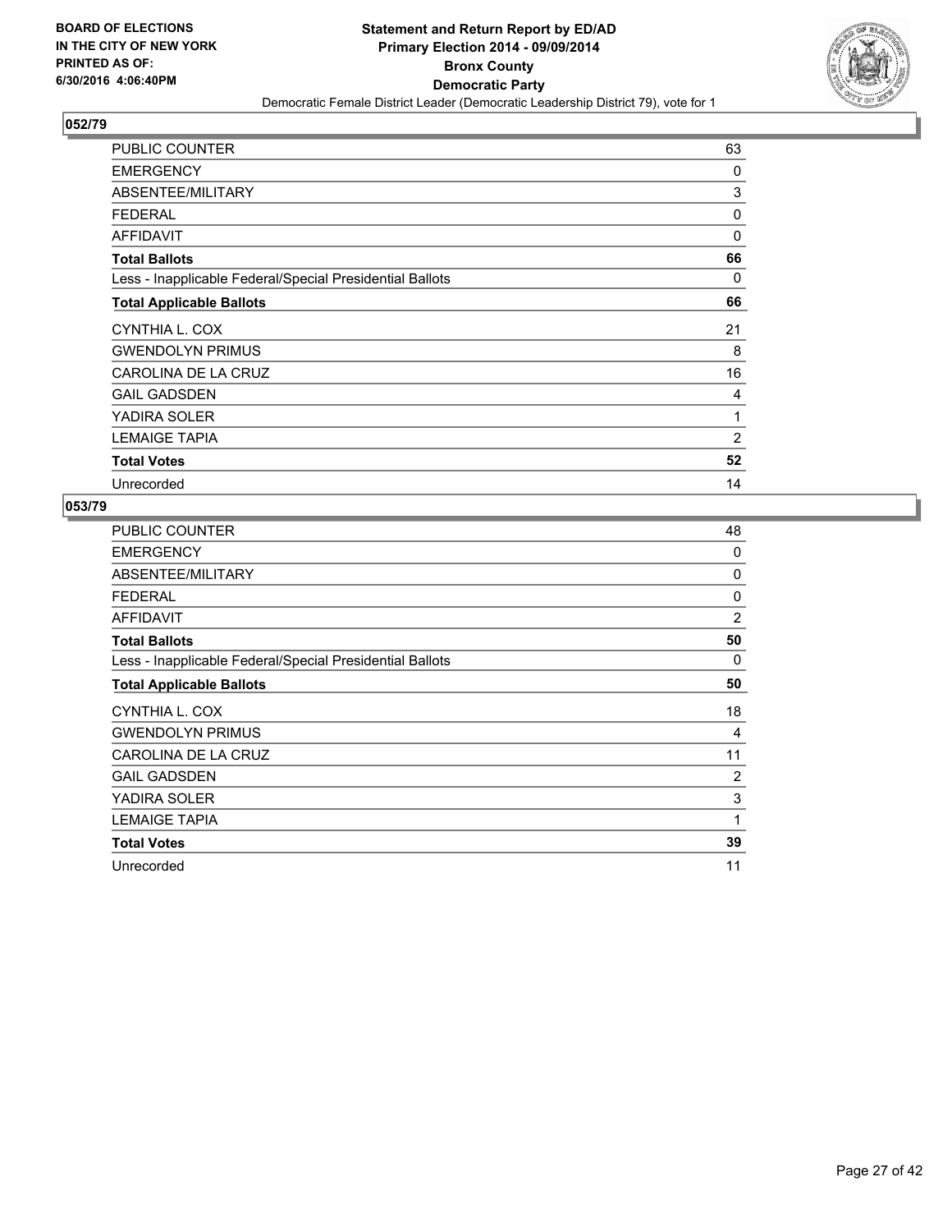**BOARD OF ELECTIONS IN THE CITY OF NEW YORK PRINTED AS OF: 6/30/2016 4:06:40PM**

**Statement and Return Report by ED/AD Primary Election 2014 - 09/09/2014 Bronx County Democratic Party**

Democratic Female District Leader (Democratic Leadership District 79), vote for 1

## 052/79

| | |
|---|---|
| PUBLIC COUNTER | 63 |
| EMERGENCY | 0 |
| ABSENTEE/MILITARY | 3 |
| FEDERAL | 0 |
| AFFIDAVIT | 0 |
| **Total Ballots** | **66** |
| Less - Inapplicable Federal/Special Presidential Ballots | 0 |
| **Total Applicable Ballots** | **66** |
| CYNTHIA L. COX | 21 |
| GWENDOLYN PRIMUS | 8 |
| CAROLINA DE LA CRUZ | 16 |
| GAIL GADSDEN | 4 |
| YADIRA SOLER | 1 |
| LEMAIGE TAPIA | 2 |
| **Total Votes** | **52** |
| Unrecorded | 14 |

## 053/79

| | |
|---|---|
| PUBLIC COUNTER | 48 |
| EMERGENCY | 0 |
| ABSENTEE/MILITARY | 0 |
| FEDERAL | 0 |
| AFFIDAVIT | 2 |
| **Total Ballots** | **50** |
| Less - Inapplicable Federal/Special Presidential Ballots | 0 |
| **Total Applicable Ballots** | **50** |
| CYNTHIA L. COX | 18 |
| GWENDOLYN PRIMUS | 4 |
| CAROLINA DE LA CRUZ | 11 |
| GAIL GADSDEN | 2 |
| YADIRA SOLER | 3 |
| LEMAIGE TAPIA | 1 |
| **Total Votes** | **39** |
| Unrecorded | 11 |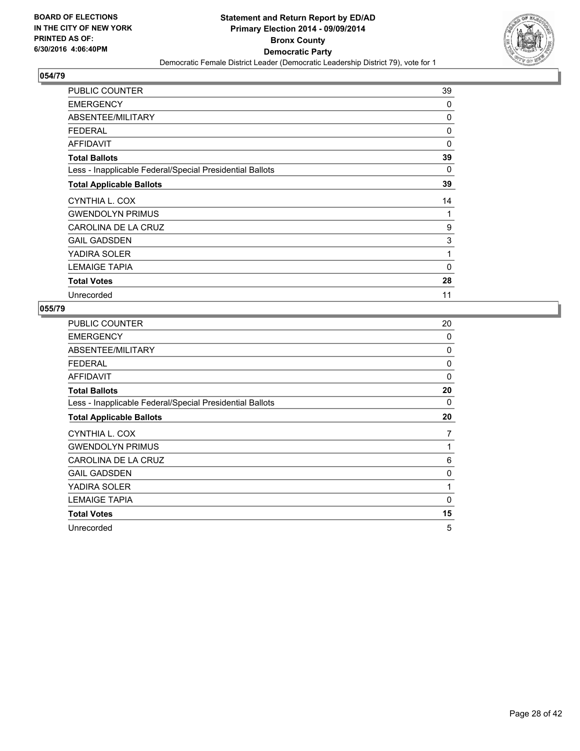**BOARD OF ELECTIONS IN THE CITY OF NEW YORK PRINTED AS OF: 6/30/2016 4:06:40PM**

**Statement and Return Report by ED/AD Primary Election 2014 - 09/09/2014 Bronx County Democratic Party**

Democratic Female District Leader (Democratic Leadership District 79), vote for 1

### 054/79

| | |
|---|---|
| PUBLIC COUNTER | 39 |
| EMERGENCY | 0 |
| ABSENTEE/MILITARY | 0 |
| FEDERAL | 0 |
| AFFIDAVIT | 0 |
| **Total Ballots** | **39** |
| Less - Inapplicable Federal/Special Presidential Ballots | 0 |
| **Total Applicable Ballots** | **39** |
| CYNTHIA L. COX | 14 |
| GWENDOLYN PRIMUS | 1 |
| CAROLINA DE LA CRUZ | 9 |
| GAIL GADSDEN | 3 |
| YADIRA SOLER | 1 |
| LEMAIGE TAPIA | 0 |
| **Total Votes** | **28** |
| Unrecorded | 11 |

### 055/79

| | |
|---|---|
| PUBLIC COUNTER | 20 |
| EMERGENCY | 0 |
| ABSENTEE/MILITARY | 0 |
| FEDERAL | 0 |
| AFFIDAVIT | 0 |
| **Total Ballots** | **20** |
| Less - Inapplicable Federal/Special Presidential Ballots | 0 |
| **Total Applicable Ballots** | **20** |
| CYNTHIA L. COX | 7 |
| GWENDOLYN PRIMUS | 1 |
| CAROLINA DE LA CRUZ | 6 |
| GAIL GADSDEN | 0 |
| YADIRA SOLER | 1 |
| LEMAIGE TAPIA | 0 |
| **Total Votes** | **15** |
| Unrecorded | 5 |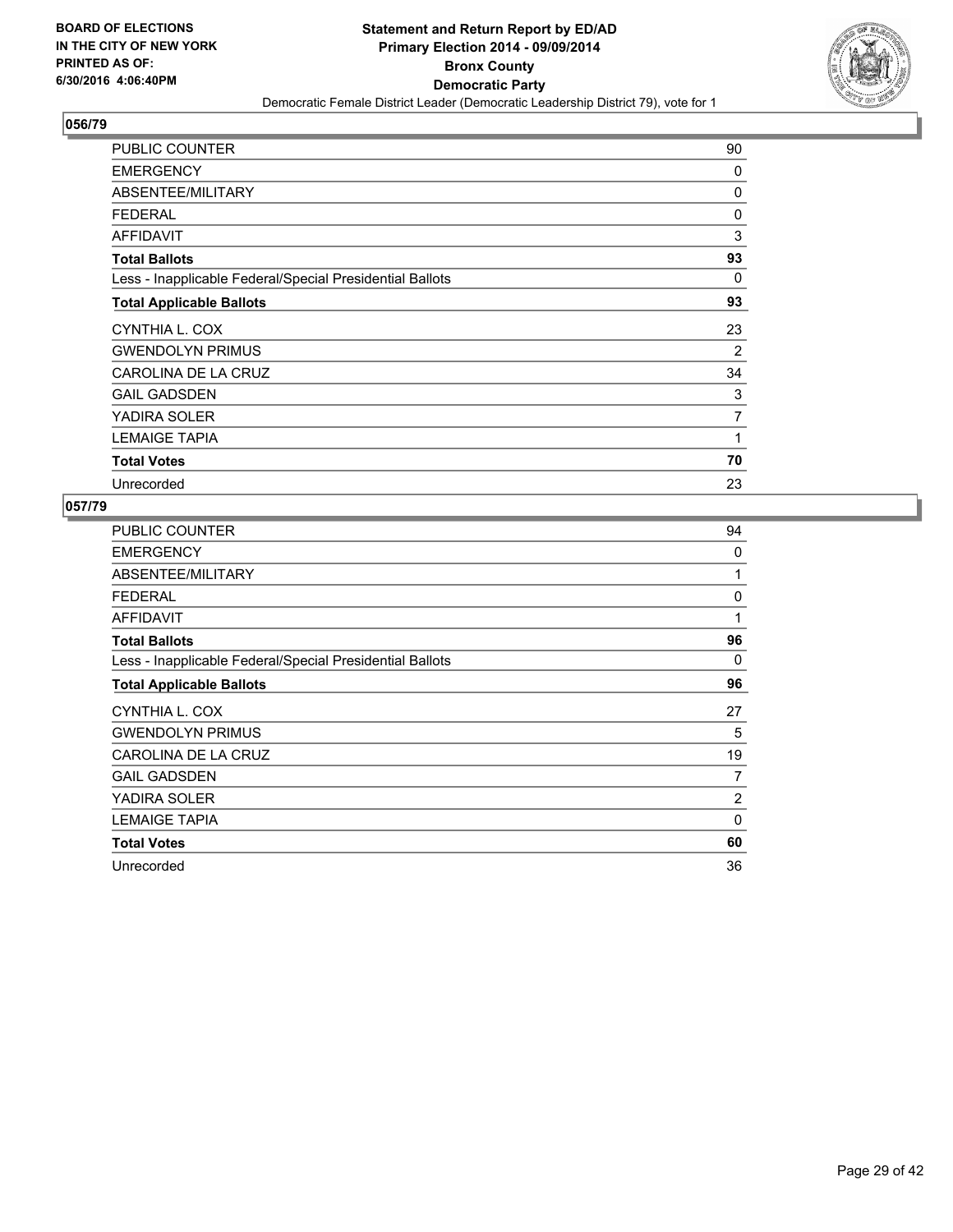**BOARD OF ELECTIONS IN THE CITY OF NEW YORK PRINTED AS OF: 6/30/2016 4:06:40PM**

**Statement and Return Report by ED/AD Primary Election 2014 - 09/09/2014 Bronx County Democratic Party**

Democratic Female District Leader (Democratic Leadership District 79), vote for 1

## 056/79

| | |
|---|---|
| PUBLIC COUNTER | 90 |
| EMERGENCY | 0 |
| ABSENTEE/MILITARY | 0 |
| FEDERAL | 0 |
| AFFIDAVIT | 3 |
| **Total Ballots** | **93** |
| Less - Inapplicable Federal/Special Presidential Ballots | 0 |
| **Total Applicable Ballots** | **93** |
| CYNTHIA L. COX | 23 |
| GWENDOLYN PRIMUS | 2 |
| CAROLINA DE LA CRUZ | 34 |
| GAIL GADSDEN | 3 |
| YADIRA SOLER | 7 |
| LEMAIGE TAPIA | 1 |
| **Total Votes** | **70** |
| Unrecorded | 23 |

## 057/79

| | |
|---|---|
| PUBLIC COUNTER | 94 |
| EMERGENCY | 0 |
| ABSENTEE/MILITARY | 1 |
| FEDERAL | 0 |
| AFFIDAVIT | 1 |
| **Total Ballots** | **96** |
| Less - Inapplicable Federal/Special Presidential Ballots | 0 |
| **Total Applicable Ballots** | **96** |
| CYNTHIA L. COX | 27 |
| GWENDOLYN PRIMUS | 5 |
| CAROLINA DE LA CRUZ | 19 |
| GAIL GADSDEN | 7 |
| YADIRA SOLER | 2 |
| LEMAIGE TAPIA | 0 |
| **Total Votes** | **60** |
| Unrecorded | 36 |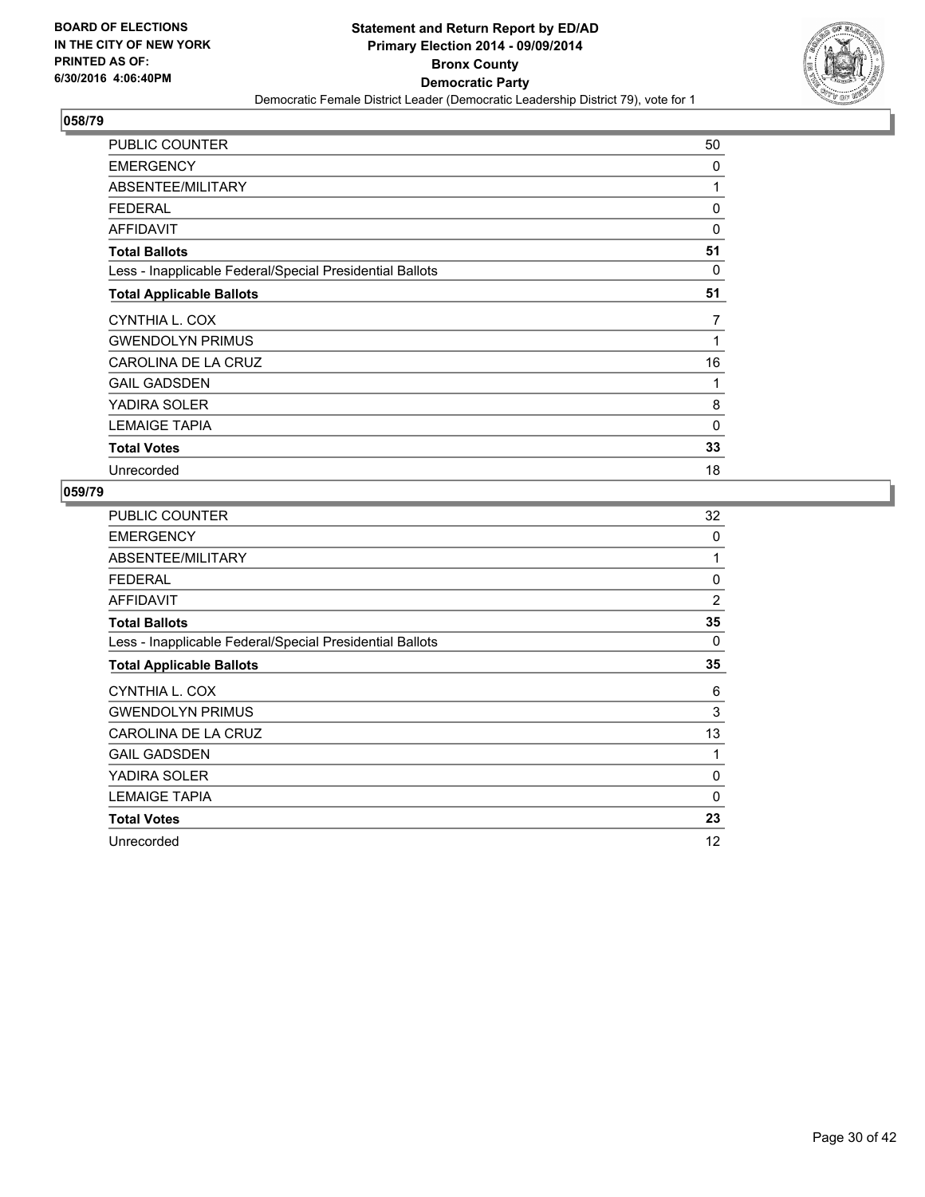BOARD OF ELECTIONS
IN THE CITY OF NEW YORK
PRINTED AS OF:
6/30/2016 4:06:40PM

**Statement and Return Report by ED/AD**
**Primary Election 2014 - 09/09/2014**
**Bronx County**
**Democratic Party**
Democratic Female District Leader (Democratic Leadership District 79), vote for 1

### 058/79

| | |
|---|---|
| PUBLIC COUNTER | 50 |
| EMERGENCY | 0 |
| ABSENTEE/MILITARY | 1 |
| FEDERAL | 0 |
| AFFIDAVIT | 0 |
| **Total Ballots** | **51** |
| Less - Inapplicable Federal/Special Presidential Ballots | 0 |
| **Total Applicable Ballots** | **51** |
| CYNTHIA L. COX | 7 |
| GWENDOLYN PRIMUS | 1 |
| CAROLINA DE LA CRUZ | 16 |
| GAIL GADSDEN | 1 |
| YADIRA SOLER | 8 |
| LEMAIGE TAPIA | 0 |
| **Total Votes** | **33** |
| Unrecorded | 18 |

### 059/79

| | |
|---|---|
| PUBLIC COUNTER | 32 |
| EMERGENCY | 0 |
| ABSENTEE/MILITARY | 1 |
| FEDERAL | 0 |
| AFFIDAVIT | 2 |
| **Total Ballots** | **35** |
| Less - Inapplicable Federal/Special Presidential Ballots | 0 |
| **Total Applicable Ballots** | **35** |
| CYNTHIA L. COX | 6 |
| GWENDOLYN PRIMUS | 3 |
| CAROLINA DE LA CRUZ | 13 |
| GAIL GADSDEN | 1 |
| YADIRA SOLER | 0 |
| LEMAIGE TAPIA | 0 |
| **Total Votes** | **23** |
| Unrecorded | 12 |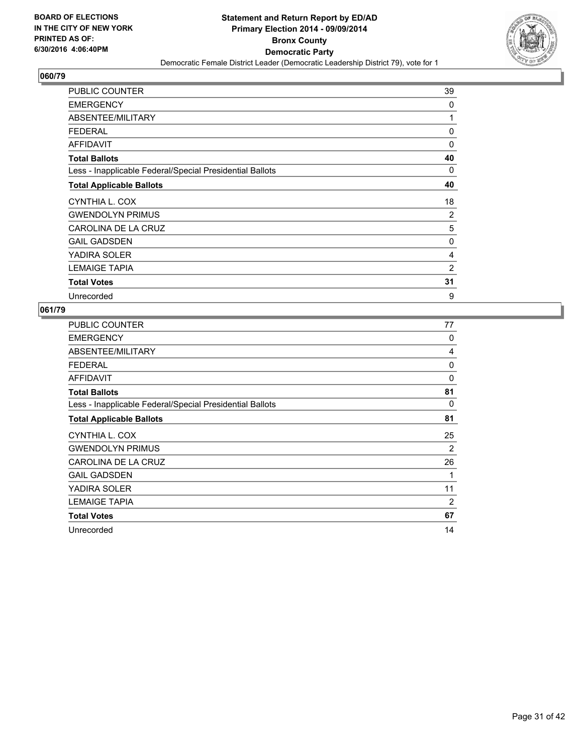BOARD OF ELECTIONS
IN THE CITY OF NEW YORK
PRINTED AS OF:
6/30/2016 4:06:40PM

**Statement and Return Report by ED/AD**
**Primary Election 2014 - 09/09/2014**
**Bronx County**
**Democratic Party**
Democratic Female District Leader (Democratic Leadership District 79), vote for 1

## 060/79

| | |
|---|---|
| PUBLIC COUNTER | 39 |
| EMERGENCY | 0 |
| ABSENTEE/MILITARY | 1 |
| FEDERAL | 0 |
| AFFIDAVIT | 0 |
| **Total Ballots** | **40** |
| Less - Inapplicable Federal/Special Presidential Ballots | 0 |
| **Total Applicable Ballots** | **40** |
| CYNTHIA L. COX | 18 |
| GWENDOLYN PRIMUS | 2 |
| CAROLINA DE LA CRUZ | 5 |
| GAIL GADSDEN | 0 |
| YADIRA SOLER | 4 |
| LEMAIGE TAPIA | 2 |
| **Total Votes** | **31** |
| Unrecorded | 9 |

## 061/79

| | |
|---|---|
| PUBLIC COUNTER | 77 |
| EMERGENCY | 0 |
| ABSENTEE/MILITARY | 4 |
| FEDERAL | 0 |
| AFFIDAVIT | 0 |
| **Total Ballots** | **81** |
| Less - Inapplicable Federal/Special Presidential Ballots | 0 |
| **Total Applicable Ballots** | **81** |
| CYNTHIA L. COX | 25 |
| GWENDOLYN PRIMUS | 2 |
| CAROLINA DE LA CRUZ | 26 |
| GAIL GADSDEN | 1 |
| YADIRA SOLER | 11 |
| LEMAIGE TAPIA | 2 |
| **Total Votes** | **67** |
| Unrecorded | 14 |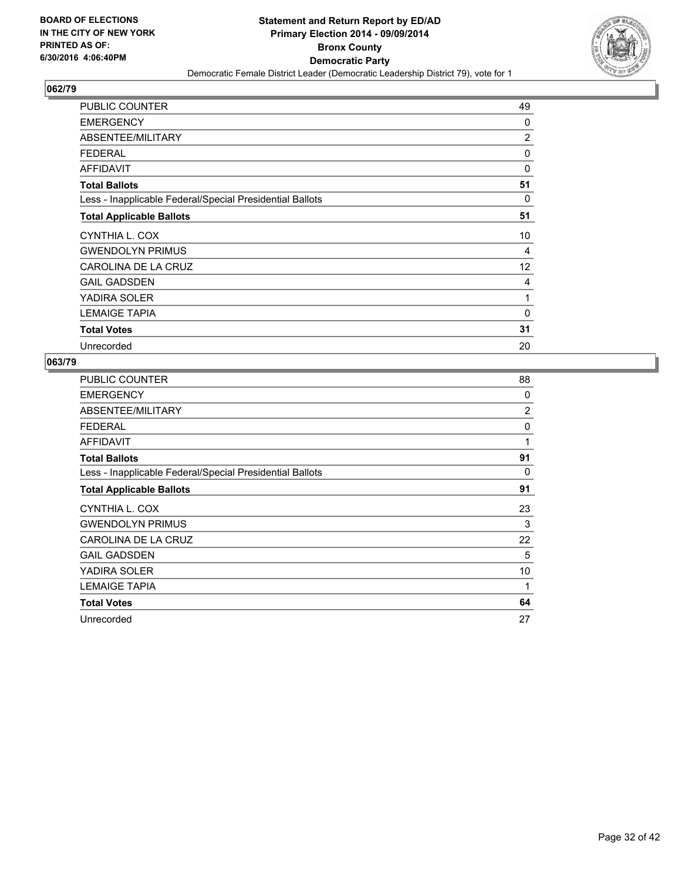**BOARD OF ELECTIONS IN THE CITY OF NEW YORK PRINTED AS OF: 6/30/2016 4:06:40PM**

**Statement and Return Report by ED/AD**
**Primary Election 2014 - 09/09/2014**
**Bronx County**
**Democratic Party**
Democratic Female District Leader (Democratic Leadership District 79), vote for 1

## 062/79

| | |
|---|---|
| PUBLIC COUNTER | 49 |
| EMERGENCY | 0 |
| ABSENTEE/MILITARY | 2 |
| FEDERAL | 0 |
| AFFIDAVIT | 0 |
| **Total Ballots** | **51** |
| Less - Inapplicable Federal/Special Presidential Ballots | 0 |
| **Total Applicable Ballots** | **51** |
| CYNTHIA L. COX | 10 |
| GWENDOLYN PRIMUS | 4 |
| CAROLINA DE LA CRUZ | 12 |
| GAIL GADSDEN | 4 |
| YADIRA SOLER | 1 |
| LEMAIGE TAPIA | 0 |
| **Total Votes** | **31** |
| Unrecorded | 20 |

## 063/79

| | |
|---|---|
| PUBLIC COUNTER | 88 |
| EMERGENCY | 0 |
| ABSENTEE/MILITARY | 2 |
| FEDERAL | 0 |
| AFFIDAVIT | 1 |
| **Total Ballots** | **91** |
| Less - Inapplicable Federal/Special Presidential Ballots | 0 |
| **Total Applicable Ballots** | **91** |
| CYNTHIA L. COX | 23 |
| GWENDOLYN PRIMUS | 3 |
| CAROLINA DE LA CRUZ | 22 |
| GAIL GADSDEN | 5 |
| YADIRA SOLER | 10 |
| LEMAIGE TAPIA | 1 |
| **Total Votes** | **64** |
| Unrecorded | 27 |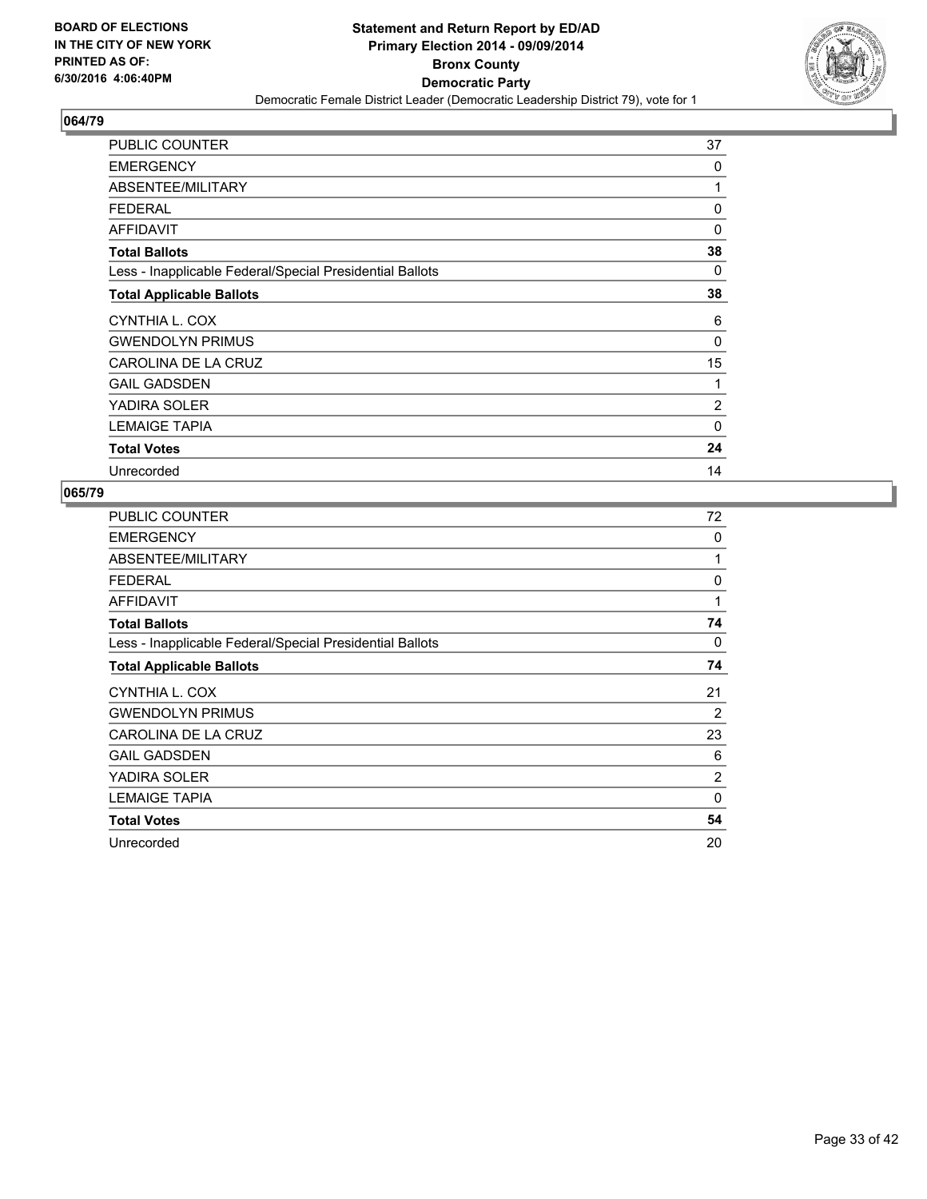**BOARD OF ELECTIONS IN THE CITY OF NEW YORK PRINTED AS OF: 6/30/2016 4:06:40PM**

**Statement and Return Report by ED/AD Primary Election 2014 - 09/09/2014 Bronx County Democratic Party**

Democratic Female District Leader (Democratic Leadership District 79), vote for 1

## 064/79

| | |
|---|---|
| PUBLIC COUNTER | 37 |
| EMERGENCY | 0 |
| ABSENTEE/MILITARY | 1 |
| FEDERAL | 0 |
| AFFIDAVIT | 0 |
| **Total Ballots** | **38** |
| Less - Inapplicable Federal/Special Presidential Ballots | 0 |
| **Total Applicable Ballots** | **38** |
| CYNTHIA L. COX | 6 |
| GWENDOLYN PRIMUS | 0 |
| CAROLINA DE LA CRUZ | 15 |
| GAIL GADSDEN | 1 |
| YADIRA SOLER | 2 |
| LEMAIGE TAPIA | 0 |
| **Total Votes** | **24** |
| Unrecorded | 14 |

## 065/79

| | |
|---|---|
| PUBLIC COUNTER | 72 |
| EMERGENCY | 0 |
| ABSENTEE/MILITARY | 1 |
| FEDERAL | 0 |
| AFFIDAVIT | 1 |
| **Total Ballots** | **74** |
| Less - Inapplicable Federal/Special Presidential Ballots | 0 |
| **Total Applicable Ballots** | **74** |
| CYNTHIA L. COX | 21 |
| GWENDOLYN PRIMUS | 2 |
| CAROLINA DE LA CRUZ | 23 |
| GAIL GADSDEN | 6 |
| YADIRA SOLER | 2 |
| LEMAIGE TAPIA | 0 |
| **Total Votes** | **54** |
| Unrecorded | 20 |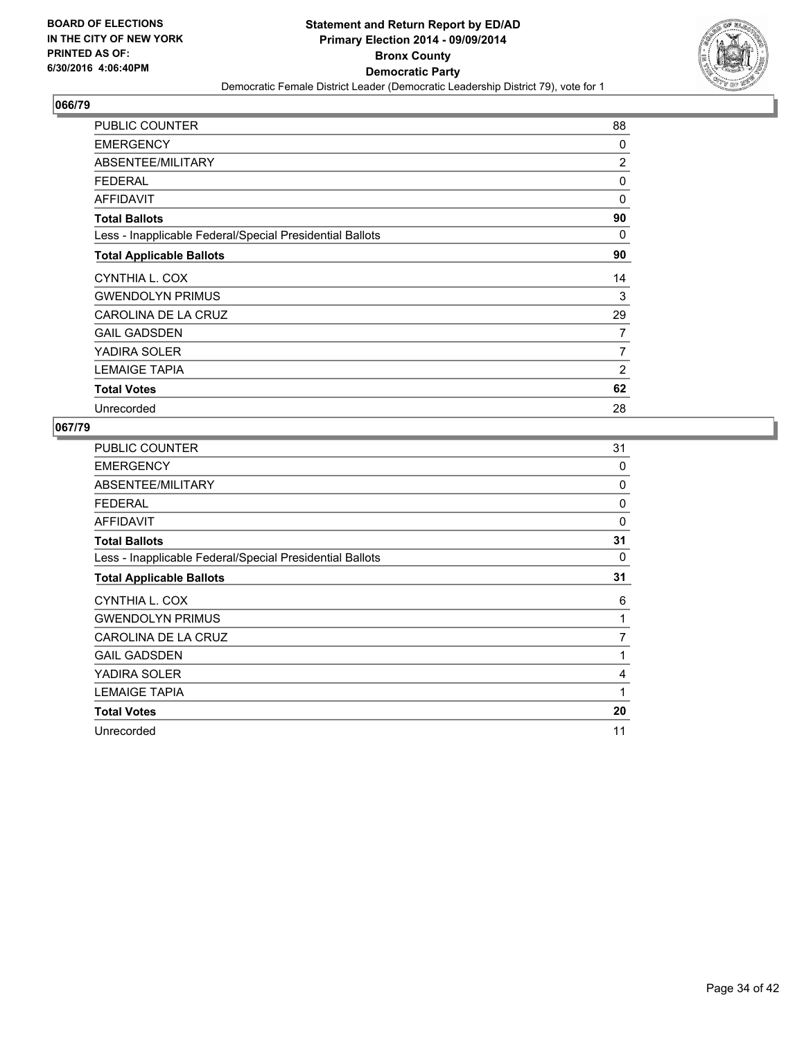**BOARD OF ELECTIONS IN THE CITY OF NEW YORK PRINTED AS OF: 6/30/2016 4:06:40PM**

**Statement and Return Report by ED/AD Primary Election 2014 - 09/09/2014 Bronx County Democratic Party**

Democratic Female District Leader (Democratic Leadership District 79), vote for 1

## 066/79

| | |
|---|---|
| PUBLIC COUNTER | 88 |
| EMERGENCY | 0 |
| ABSENTEE/MILITARY | 2 |
| FEDERAL | 0 |
| AFFIDAVIT | 0 |
| **Total Ballots** | **90** |
| Less - Inapplicable Federal/Special Presidential Ballots | 0 |
| **Total Applicable Ballots** | **90** |
| CYNTHIA L. COX | 14 |
| GWENDOLYN PRIMUS | 3 |
| CAROLINA DE LA CRUZ | 29 |
| GAIL GADSDEN | 7 |
| YADIRA SOLER | 7 |
| LEMAIGE TAPIA | 2 |
| **Total Votes** | **62** |
| Unrecorded | 28 |

## 067/79

| | |
|---|---|
| PUBLIC COUNTER | 31 |
| EMERGENCY | 0 |
| ABSENTEE/MILITARY | 0 |
| FEDERAL | 0 |
| AFFIDAVIT | 0 |
| **Total Ballots** | **31** |
| Less - Inapplicable Federal/Special Presidential Ballots | 0 |
| **Total Applicable Ballots** | **31** |
| CYNTHIA L. COX | 6 |
| GWENDOLYN PRIMUS | 1 |
| CAROLINA DE LA CRUZ | 7 |
| GAIL GADSDEN | 1 |
| YADIRA SOLER | 4 |
| LEMAIGE TAPIA | 1 |
| **Total Votes** | **20** |
| Unrecorded | 11 |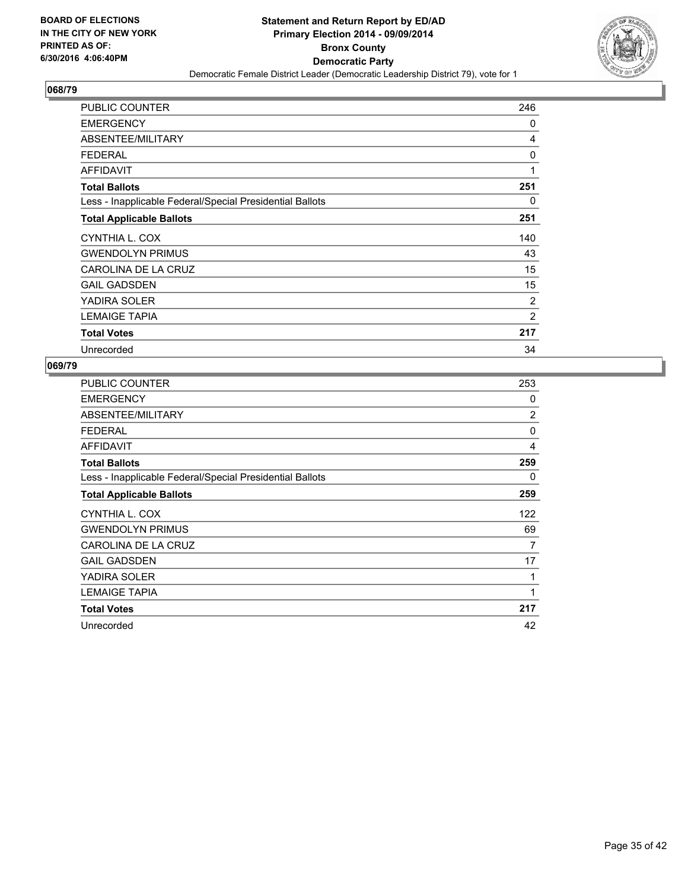BOARD OF ELECTIONS
IN THE CITY OF NEW YORK
PRINTED AS OF:
6/30/2016 4:06:40PM

**Statement and Return Report by ED/AD**
**Primary Election 2014 - 09/09/2014**
**Bronx County**
**Democratic Party**
Democratic Female District Leader (Democratic Leadership District 79), vote for 1

## 068/79

| | |
|---|---|
| PUBLIC COUNTER | 246 |
| EMERGENCY | 0 |
| ABSENTEE/MILITARY | 4 |
| FEDERAL | 0 |
| AFFIDAVIT | 1 |
| **Total Ballots** | **251** |
| Less - Inapplicable Federal/Special Presidential Ballots | 0 |
| **Total Applicable Ballots** | **251** |
| CYNTHIA L. COX | 140 |
| GWENDOLYN PRIMUS | 43 |
| CAROLINA DE LA CRUZ | 15 |
| GAIL GADSDEN | 15 |
| YADIRA SOLER | 2 |
| LEMAIGE TAPIA | 2 |
| **Total Votes** | **217** |
| Unrecorded | 34 |

## 069/79

| | |
|---|---|
| PUBLIC COUNTER | 253 |
| EMERGENCY | 0 |
| ABSENTEE/MILITARY | 2 |
| FEDERAL | 0 |
| AFFIDAVIT | 4 |
| **Total Ballots** | **259** |
| Less - Inapplicable Federal/Special Presidential Ballots | 0 |
| **Total Applicable Ballots** | **259** |
| CYNTHIA L. COX | 122 |
| GWENDOLYN PRIMUS | 69 |
| CAROLINA DE LA CRUZ | 7 |
| GAIL GADSDEN | 17 |
| YADIRA SOLER | 1 |
| LEMAIGE TAPIA | 1 |
| **Total Votes** | **217** |
| Unrecorded | 42 |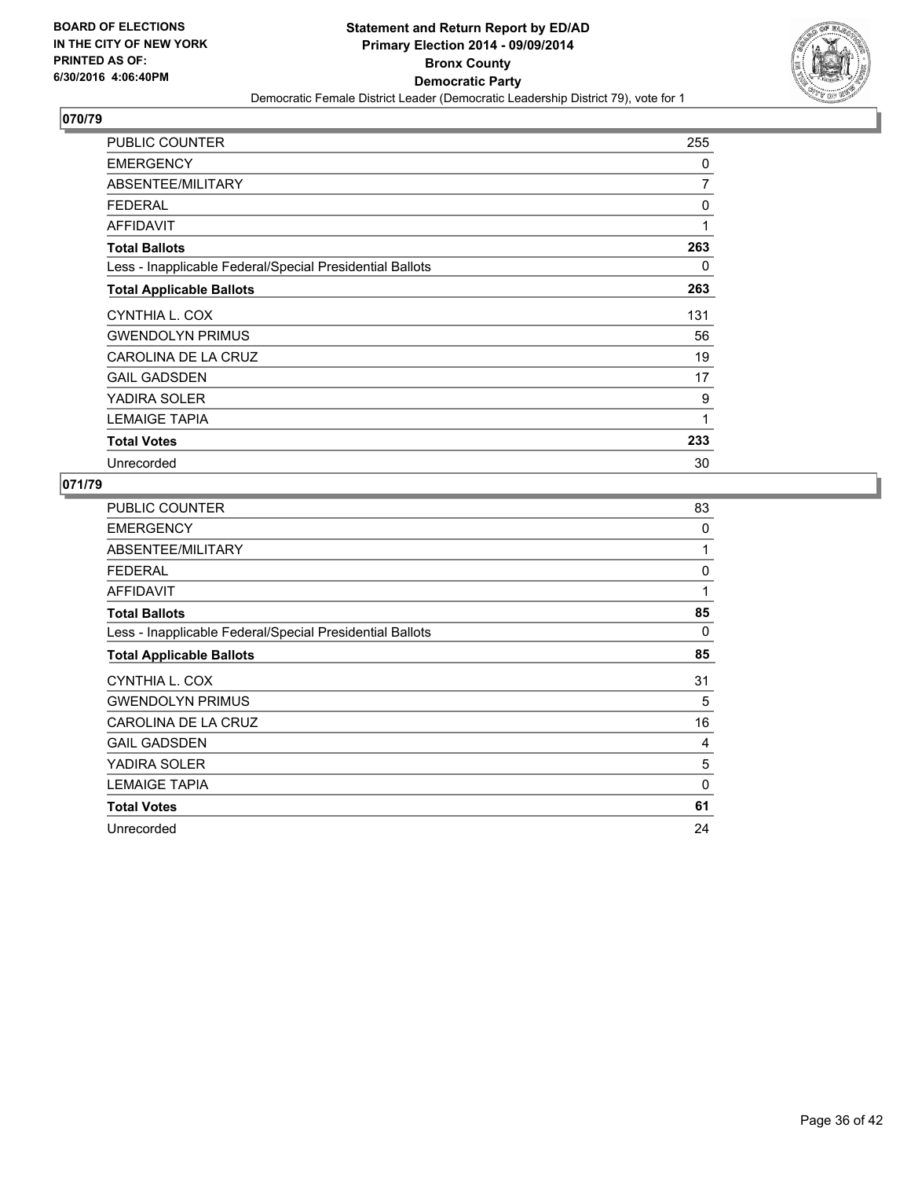**BOARD OF ELECTIONS IN THE CITY OF NEW YORK PRINTED AS OF: 6/30/2016 4:06:40PM**

**Statement and Return Report by ED/AD Primary Election 2014 - 09/09/2014 Bronx County Democratic Party**

Democratic Female District Leader (Democratic Leadership District 79), vote for 1

## 070/79

| | |
|---|---|
| PUBLIC COUNTER | 255 |
| EMERGENCY | 0 |
| ABSENTEE/MILITARY | 7 |
| FEDERAL | 0 |
| AFFIDAVIT | 1 |
| **Total Ballots** | **263** |
| Less - Inapplicable Federal/Special Presidential Ballots | 0 |
| **Total Applicable Ballots** | **263** |
| CYNTHIA L. COX | 131 |
| GWENDOLYN PRIMUS | 56 |
| CAROLINA DE LA CRUZ | 19 |
| GAIL GADSDEN | 17 |
| YADIRA SOLER | 9 |
| LEMAIGE TAPIA | 1 |
| **Total Votes** | **233** |
| Unrecorded | 30 |

## 071/79

| | |
|---|---|
| PUBLIC COUNTER | 83 |
| EMERGENCY | 0 |
| ABSENTEE/MILITARY | 1 |
| FEDERAL | 0 |
| AFFIDAVIT | 1 |
| **Total Ballots** | **85** |
| Less - Inapplicable Federal/Special Presidential Ballots | 0 |
| **Total Applicable Ballots** | **85** |
| CYNTHIA L. COX | 31 |
| GWENDOLYN PRIMUS | 5 |
| CAROLINA DE LA CRUZ | 16 |
| GAIL GADSDEN | 4 |
| YADIRA SOLER | 5 |
| LEMAIGE TAPIA | 0 |
| **Total Votes** | **61** |
| Unrecorded | 24 |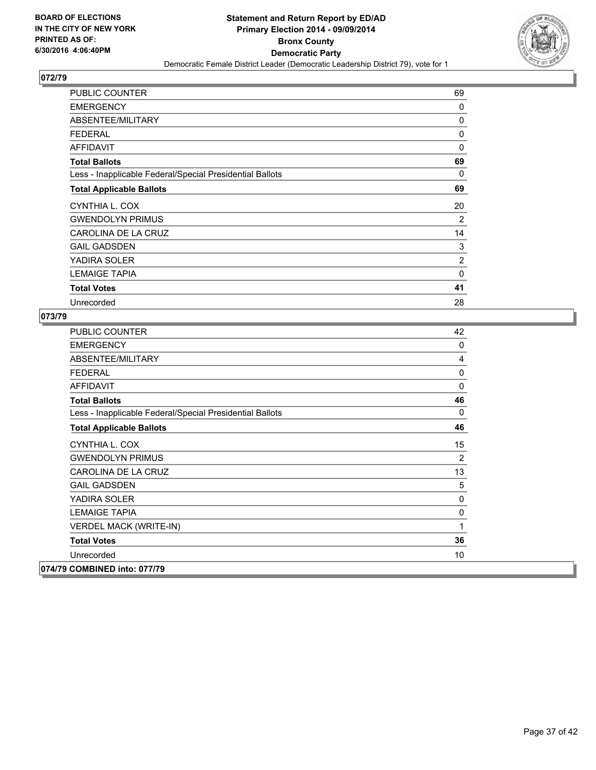BOARD OF ELECTIONS
IN THE CITY OF NEW YORK
PRINTED AS OF:
6/30/2016 4:06:40PM

# Statement and Return Report by ED/AD
## Primary Election 2014 - 09/09/2014
## Bronx County
## Democratic Party
### Democratic Female District Leader (Democratic Leadership District 79), vote for 1

**072/79**

| | |
|---|---|
| PUBLIC COUNTER | 69 |
| EMERGENCY | 0 |
| ABSENTEE/MILITARY | 0 |
| FEDERAL | 0 |
| AFFIDAVIT | 0 |
| **Total Ballots** | **69** |
| Less - Inapplicable Federal/Special Presidential Ballots | 0 |
| **Total Applicable Ballots** | **69** |
| CYNTHIA L. COX | 20 |
| GWENDOLYN PRIMUS | 2 |
| CAROLINA DE LA CRUZ | 14 |
| GAIL GADSDEN | 3 |
| YADIRA SOLER | 2 |
| LEMAIGE TAPIA | 0 |
| **Total Votes** | **41** |
| Unrecorded | 28 |

**073/79**

| | |
|---|---|
| PUBLIC COUNTER | 42 |
| EMERGENCY | 0 |
| ABSENTEE/MILITARY | 4 |
| FEDERAL | 0 |
| AFFIDAVIT | 0 |
| **Total Ballots** | **46** |
| Less - Inapplicable Federal/Special Presidential Ballots | 0 |
| **Total Applicable Ballots** | **46** |
| CYNTHIA L. COX | 15 |
| GWENDOLYN PRIMUS | 2 |
| CAROLINA DE LA CRUZ | 13 |
| GAIL GADSDEN | 5 |
| YADIRA SOLER | 0 |
| LEMAIGE TAPIA | 0 |
| VERDEL MACK (WRITE-IN) | 1 |
| **Total Votes** | **36** |
| Unrecorded | 10 |

**074/79 COMBINED into: 077/79**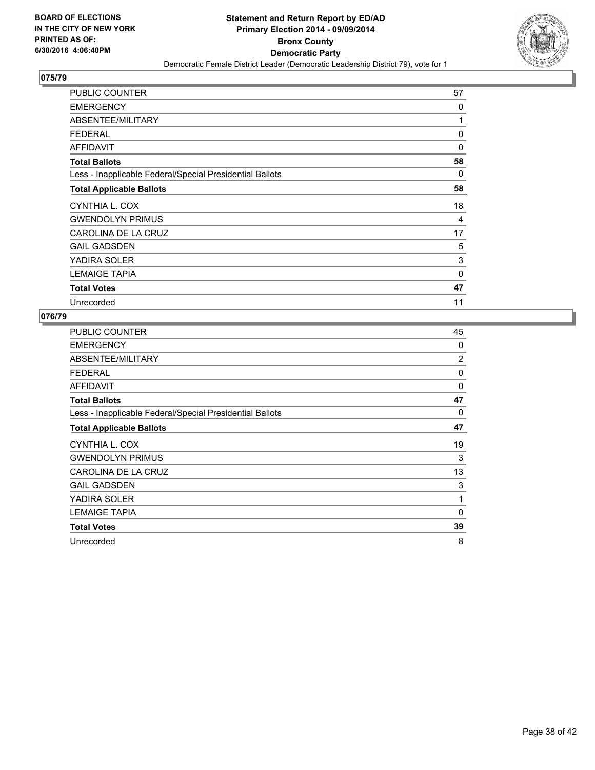BOARD OF ELECTIONS
IN THE CITY OF NEW YORK
PRINTED AS OF:
6/30/2016 4:06:40PM

**Statement and Return Report by ED/AD**
**Primary Election 2014 - 09/09/2014**
**Bronx County**
**Democratic Party**
Democratic Female District Leader (Democratic Leadership District 79), vote for 1

## 075/79

| | |
|---|---|
| PUBLIC COUNTER | 57 |
| EMERGENCY | 0 |
| ABSENTEE/MILITARY | 1 |
| FEDERAL | 0 |
| AFFIDAVIT | 0 |
| **Total Ballots** | **58** |
| Less - Inapplicable Federal/Special Presidential Ballots | 0 |
| **Total Applicable Ballots** | **58** |
| CYNTHIA L. COX | 18 |
| GWENDOLYN PRIMUS | 4 |
| CAROLINA DE LA CRUZ | 17 |
| GAIL GADSDEN | 5 |
| YADIRA SOLER | 3 |
| LEMAIGE TAPIA | 0 |
| **Total Votes** | **47** |
| Unrecorded | 11 |

## 076/79

| | |
|---|---|
| PUBLIC COUNTER | 45 |
| EMERGENCY | 0 |
| ABSENTEE/MILITARY | 2 |
| FEDERAL | 0 |
| AFFIDAVIT | 0 |
| **Total Ballots** | **47** |
| Less - Inapplicable Federal/Special Presidential Ballots | 0 |
| **Total Applicable Ballots** | **47** |
| CYNTHIA L. COX | 19 |
| GWENDOLYN PRIMUS | 3 |
| CAROLINA DE LA CRUZ | 13 |
| GAIL GADSDEN | 3 |
| YADIRA SOLER | 1 |
| LEMAIGE TAPIA | 0 |
| **Total Votes** | **39** |
| Unrecorded | 8 |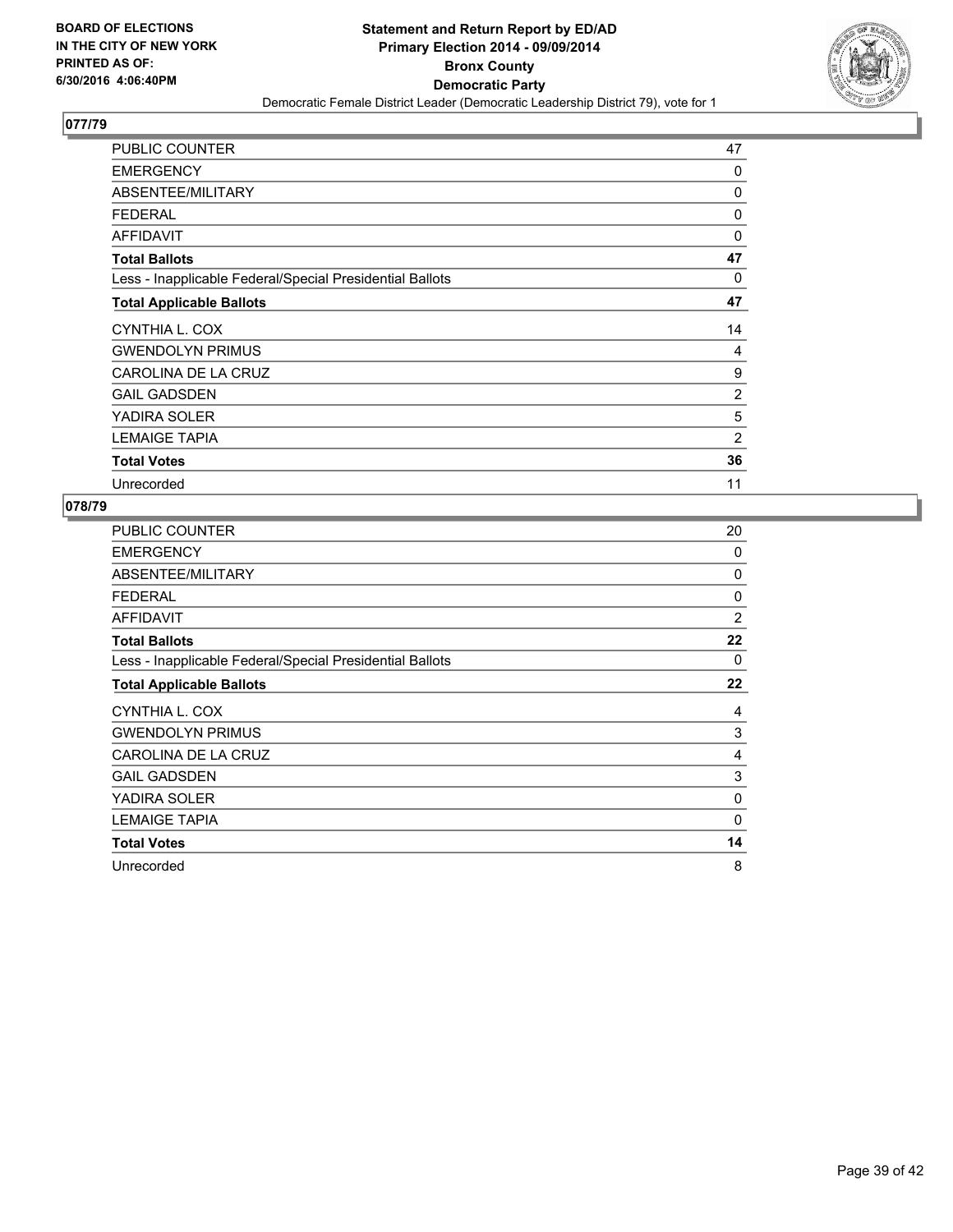**BOARD OF ELECTIONS IN THE CITY OF NEW YORK PRINTED AS OF: 6/30/2016 4:06:40PM**

**Statement and Return Report by ED/AD Primary Election 2014 - 09/09/2014 Bronx County Democratic Party**

Democratic Female District Leader (Democratic Leadership District 79), vote for 1

## 077/79

| | |
|---|---|
| PUBLIC COUNTER | 47 |
| EMERGENCY | 0 |
| ABSENTEE/MILITARY | 0 |
| FEDERAL | 0 |
| AFFIDAVIT | 0 |
| **Total Ballots** | **47** |
| Less - Inapplicable Federal/Special Presidential Ballots | 0 |
| **Total Applicable Ballots** | **47** |
| CYNTHIA L. COX | 14 |
| GWENDOLYN PRIMUS | 4 |
| CAROLINA DE LA CRUZ | 9 |
| GAIL GADSDEN | 2 |
| YADIRA SOLER | 5 |
| LEMAIGE TAPIA | 2 |
| **Total Votes** | **36** |
| Unrecorded | 11 |

## 078/79

| | |
|---|---|
| PUBLIC COUNTER | 20 |
| EMERGENCY | 0 |
| ABSENTEE/MILITARY | 0 |
| FEDERAL | 0 |
| AFFIDAVIT | 2 |
| **Total Ballots** | **22** |
| Less - Inapplicable Federal/Special Presidential Ballots | 0 |
| **Total Applicable Ballots** | **22** |
| CYNTHIA L. COX | 4 |
| GWENDOLYN PRIMUS | 3 |
| CAROLINA DE LA CRUZ | 4 |
| GAIL GADSDEN | 3 |
| YADIRA SOLER | 0 |
| LEMAIGE TAPIA | 0 |
| **Total Votes** | **14** |
| Unrecorded | 8 |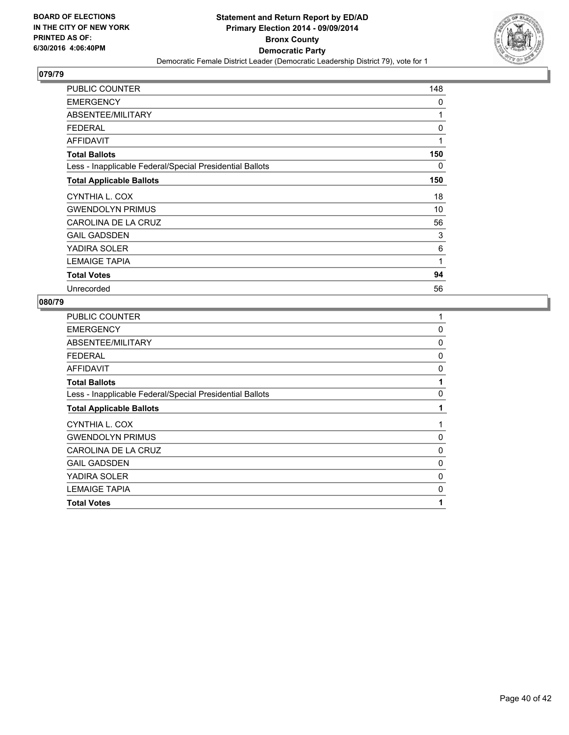**BOARD OF ELECTIONS**
**IN THE CITY OF NEW YORK**
**PRINTED AS OF:**
**6/30/2016 4:06:40PM**

**Statement and Return Report by ED/AD**
**Primary Election 2014 - 09/09/2014**
**Bronx County**
**Democratic Party**
Democratic Female District Leader (Democratic Leadership District 79), vote for 1

## 079/79

| | |
|---|---|
| PUBLIC COUNTER | 148 |
| EMERGENCY | 0 |
| ABSENTEE/MILITARY | 1 |
| FEDERAL | 0 |
| AFFIDAVIT | 1 |
| **Total Ballots** | **150** |
| Less - Inapplicable Federal/Special Presidential Ballots | 0 |
| **Total Applicable Ballots** | **150** |
| CYNTHIA L. COX | 18 |
| GWENDOLYN PRIMUS | 10 |
| CAROLINA DE LA CRUZ | 56 |
| GAIL GADSDEN | 3 |
| YADIRA SOLER | 6 |
| LEMAIGE TAPIA | 1 |
| **Total Votes** | **94** |
| Unrecorded | 56 |

## 080/79

| | |
|---|---|
| PUBLIC COUNTER | 1 |
| EMERGENCY | 0 |
| ABSENTEE/MILITARY | 0 |
| FEDERAL | 0 |
| AFFIDAVIT | 0 |
| **Total Ballots** | **1** |
| Less - Inapplicable Federal/Special Presidential Ballots | 0 |
| **Total Applicable Ballots** | **1** |
| CYNTHIA L. COX | 1 |
| GWENDOLYN PRIMUS | 0 |
| CAROLINA DE LA CRUZ | 0 |
| GAIL GADSDEN | 0 |
| YADIRA SOLER | 0 |
| LEMAIGE TAPIA | 0 |
| **Total Votes** | **1** |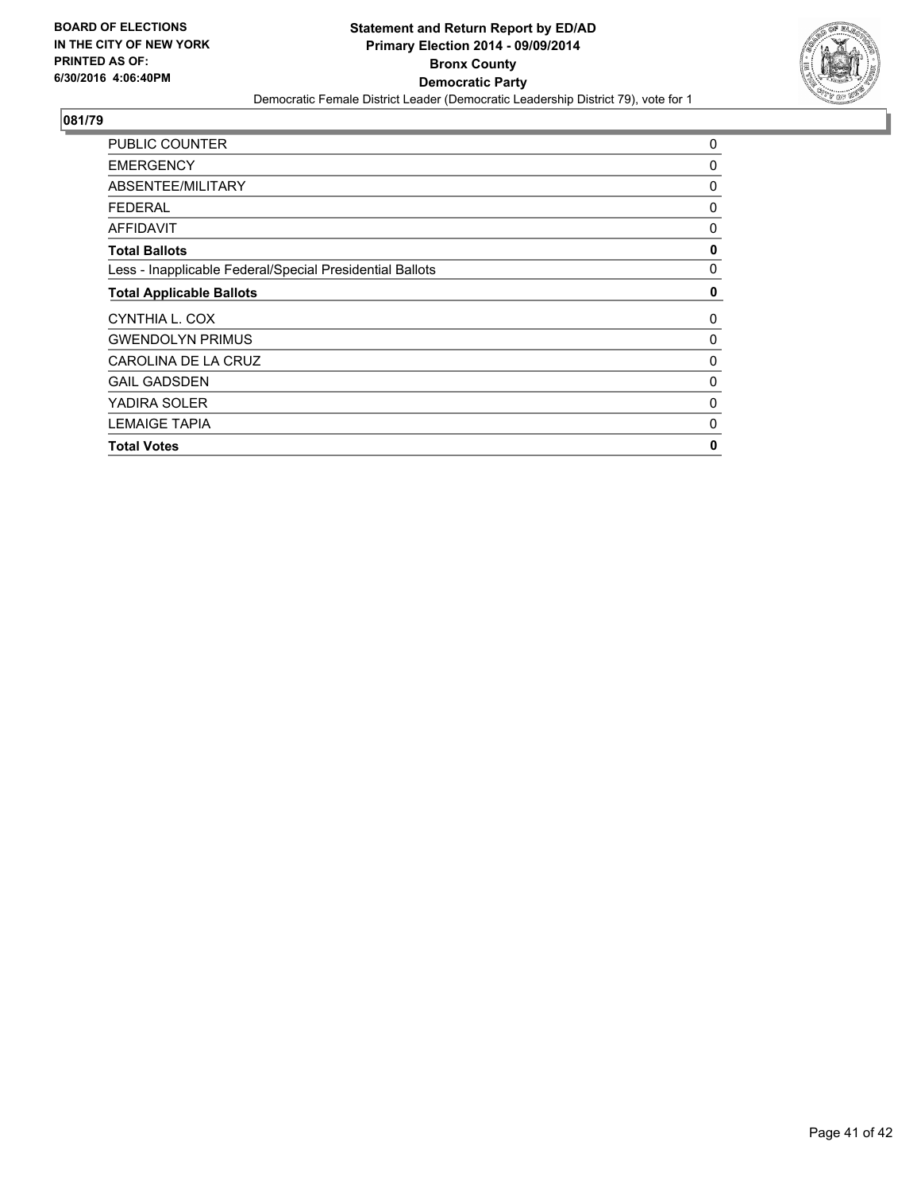BOARD OF ELECTIONS
IN THE CITY OF NEW YORK
PRINTED AS OF:
6/30/2016 4:06:40PM

**Statement and Return Report by ED/AD**
**Primary Election 2014 - 09/09/2014**
**Bronx County**
**Democratic Party**
Democratic Female District Leader (Democratic Leadership District 79), vote for 1

## 081/79

| | |
|---|---|
| PUBLIC COUNTER | 0 |
| EMERGENCY | 0 |
| ABSENTEE/MILITARY | 0 |
| FEDERAL | 0 |
| AFFIDAVIT | 0 |
| **Total Ballots** | **0** |
| Less - Inapplicable Federal/Special Presidential Ballots | 0 |
| **Total Applicable Ballots** | **0** |
| CYNTHIA L. COX | 0 |
| GWENDOLYN PRIMUS | 0 |
| CAROLINA DE LA CRUZ | 0 |
| GAIL GADSDEN | 0 |
| YADIRA SOLER | 0 |
| LEMAIGE TAPIA | 0 |
| **Total Votes** | **0** |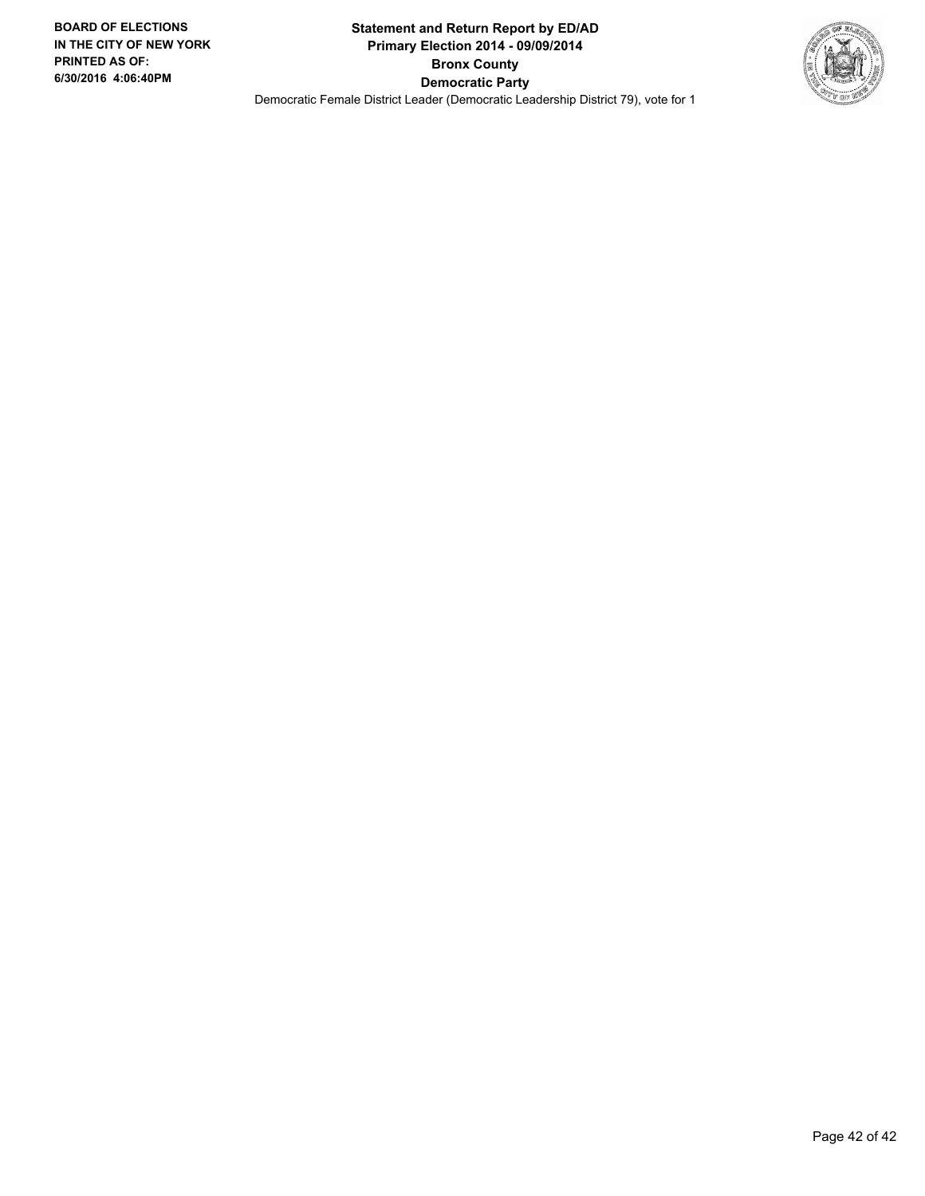**BOARD OF ELECTIONS IN THE CITY OF NEW YORK PRINTED AS OF: 6/30/2016 4:06:40PM**

**Statement and Return Report by ED/AD**
**Primary Election 2014 - 09/09/2014**
**Bronx County**
**Democratic Party**

Democratic Female District Leader (Democratic Leadership District 79), vote for 1